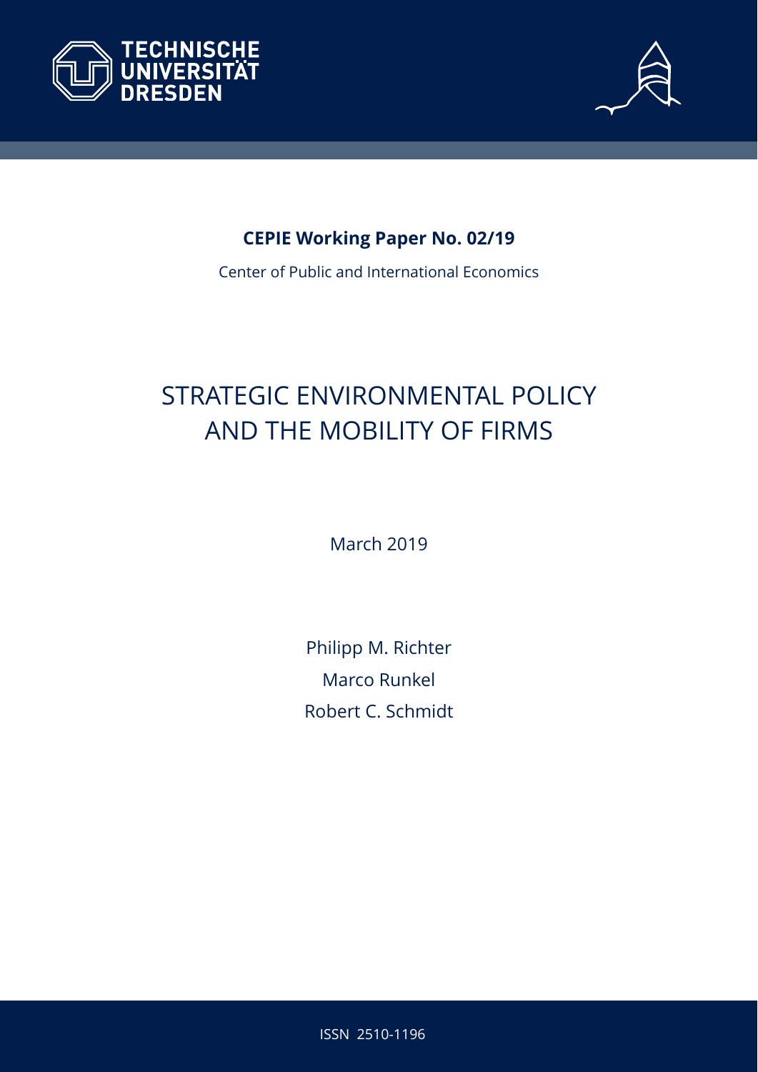TECHNISCHE UNIVERSITÄT DRESDEN

**CEPIE Working Paper No. 02/19**

Center of Public and International Economics

# STRATEGIC ENVIRONMENTAL POLICY AND THE MOBILITY OF FIRMS

March 2019

Philipp M. Richter

Marco Runkel

Robert C. Schmidt

ISSN 2510-1196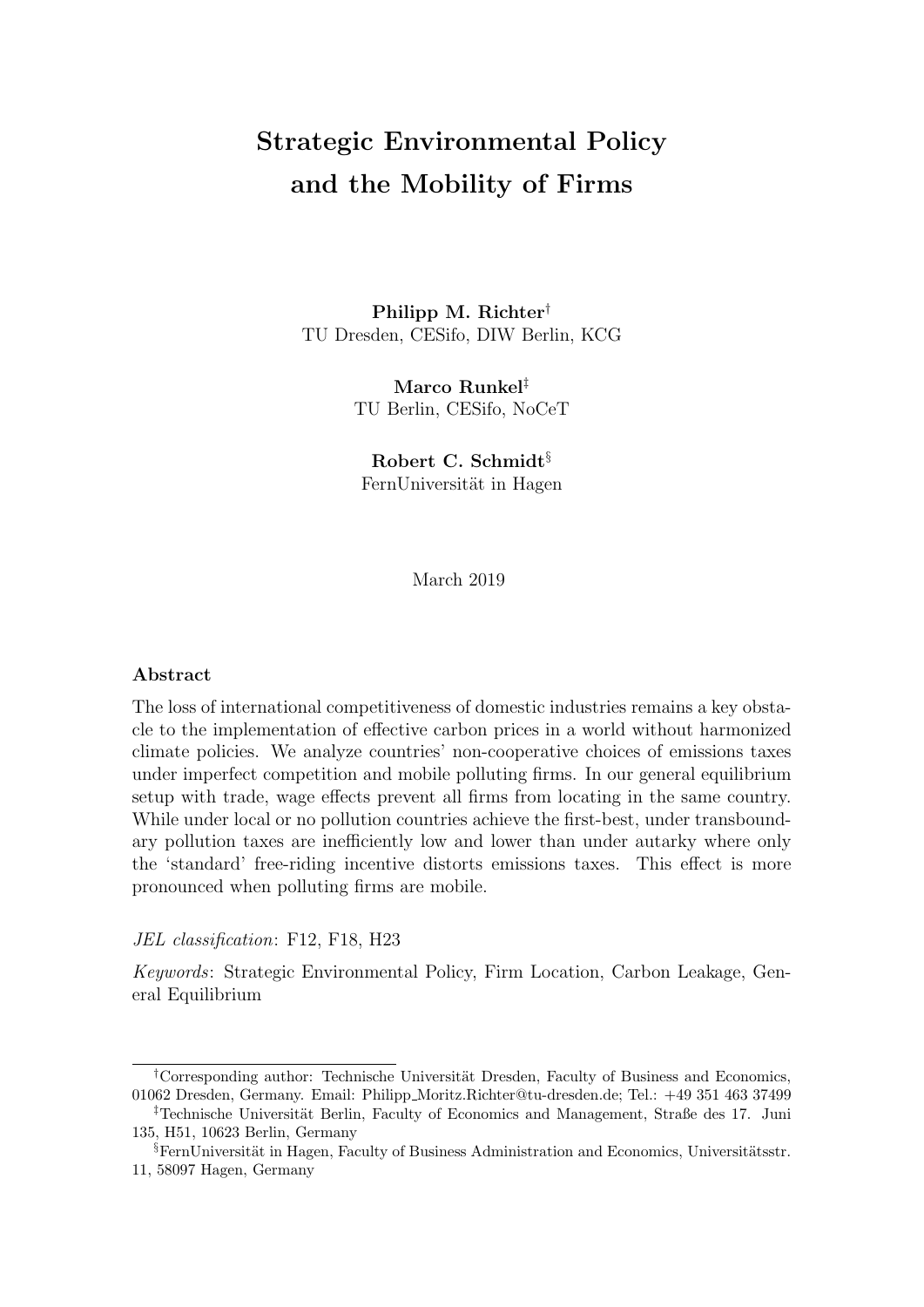# Strategic Environmental Policy and the Mobility of Firms

**Philipp M. Richter**[†]
TU Dresden, CESifo, DIW Berlin, KCG

**Marco Runkel**[‡]
TU Berlin, CESifo, NoCeT

**Robert C. Schmidt**[§]
FernUniversität in Hagen

March 2019

### Abstract

The loss of international competitiveness of domestic industries remains a key obstacle to the implementation of effective carbon prices in a world without harmonized climate policies. We analyze countries' non-cooperative choices of emissions taxes under imperfect competition and mobile polluting firms. In our general equilibrium setup with trade, wage effects prevent all firms from locating in the same country. While under local or no pollution countries achieve the first-best, under transboundary pollution taxes are inefficiently low and lower than under autarky where only the 'standard' free-riding incentive distorts emissions taxes. This effect is more pronounced when polluting firms are mobile.

*JEL classification*: F12, F18, H23

*Keywords*: Strategic Environmental Policy, Firm Location, Carbon Leakage, General Equilibrium

---

[†]Corresponding author: Technische Universität Dresden, Faculty of Business and Economics, 01062 Dresden, Germany. Email: Philipp_Moritz.Richter@tu-dresden.de; Tel.: +49 351 463 37499

[‡]Technische Universität Berlin, Faculty of Economics and Management, Straße des 17. Juni 135, H51, 10623 Berlin, Germany

[§]FernUniversität in Hagen, Faculty of Business Administration and Economics, Universitätsstr. 11, 58097 Hagen, Germany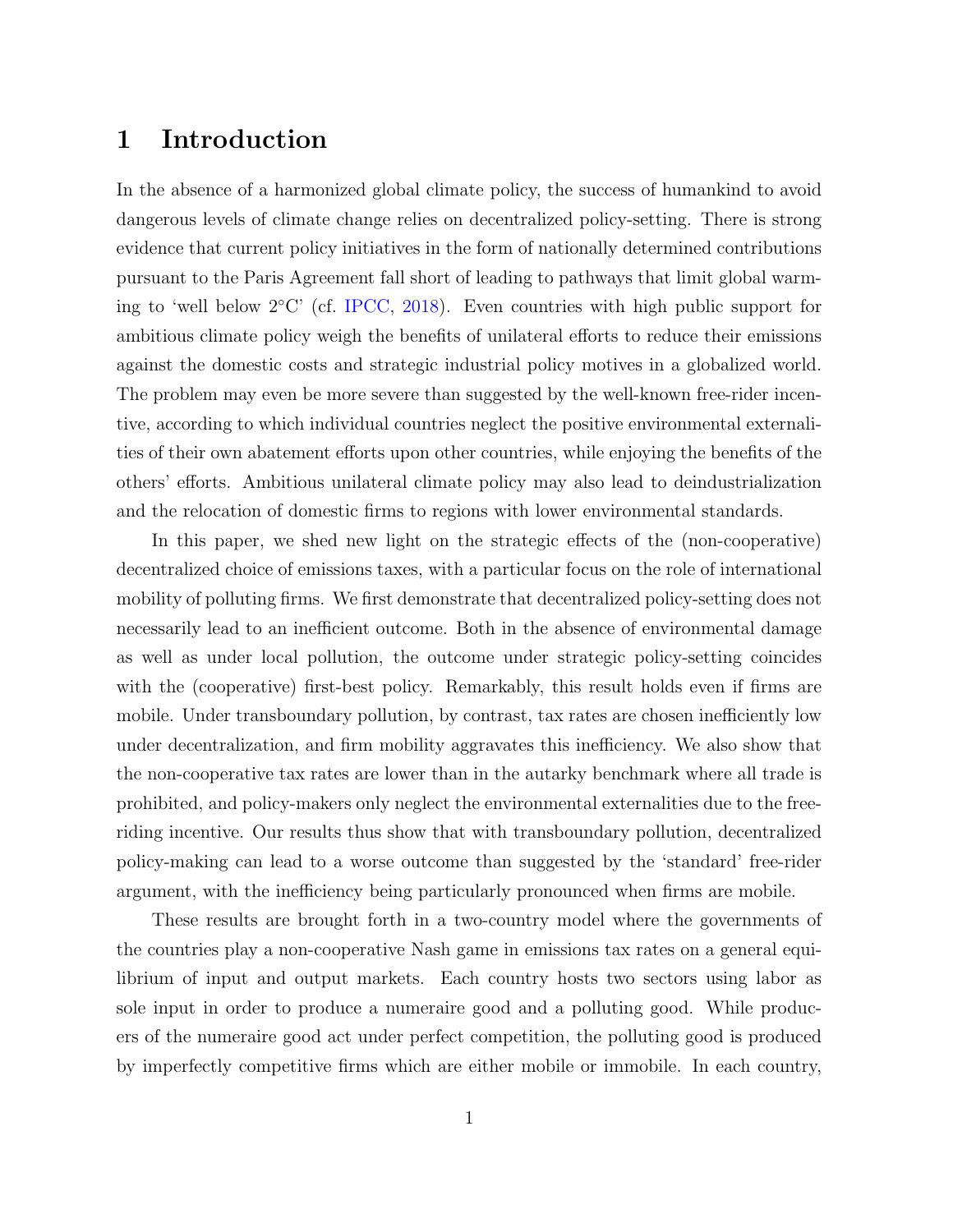# 1 Introduction

In the absence of a harmonized global climate policy, the success of humankind to avoid dangerous levels of climate change relies on decentralized policy-setting. There is strong evidence that current policy initiatives in the form of nationally determined contributions pursuant to the Paris Agreement fall short of leading to pathways that limit global warming to 'well below 2°C' (cf. IPCC, 2018). Even countries with high public support for ambitious climate policy weigh the benefits of unilateral efforts to reduce their emissions against the domestic costs and strategic industrial policy motives in a globalized world. The problem may even be more severe than suggested by the well-known free-rider incentive, according to which individual countries neglect the positive environmental externalities of their own abatement efforts upon other countries, while enjoying the benefits of the others' efforts. Ambitious unilateral climate policy may also lead to deindustrialization and the relocation of domestic firms to regions with lower environmental standards.

In this paper, we shed new light on the strategic effects of the (non-cooperative) decentralized choice of emissions taxes, with a particular focus on the role of international mobility of polluting firms. We first demonstrate that decentralized policy-setting does not necessarily lead to an inefficient outcome. Both in the absence of environmental damage as well as under local pollution, the outcome under strategic policy-setting coincides with the (cooperative) first-best policy. Remarkably, this result holds even if firms are mobile. Under transboundary pollution, by contrast, tax rates are chosen inefficiently low under decentralization, and firm mobility aggravates this inefficiency. We also show that the non-cooperative tax rates are lower than in the autarky benchmark where all trade is prohibited, and policy-makers only neglect the environmental externalities due to the free-riding incentive. Our results thus show that with transboundary pollution, decentralized policy-making can lead to a worse outcome than suggested by the 'standard' free-rider argument, with the inefficiency being particularly pronounced when firms are mobile.

These results are brought forth in a two-country model where the governments of the countries play a non-cooperative Nash game in emissions tax rates on a general equilibrium of input and output markets. Each country hosts two sectors using labor as sole input in order to produce a numeraire good and a polluting good. While producers of the numeraire good act under perfect competition, the polluting good is produced by imperfectly competitive firms which are either mobile or immobile. In each country,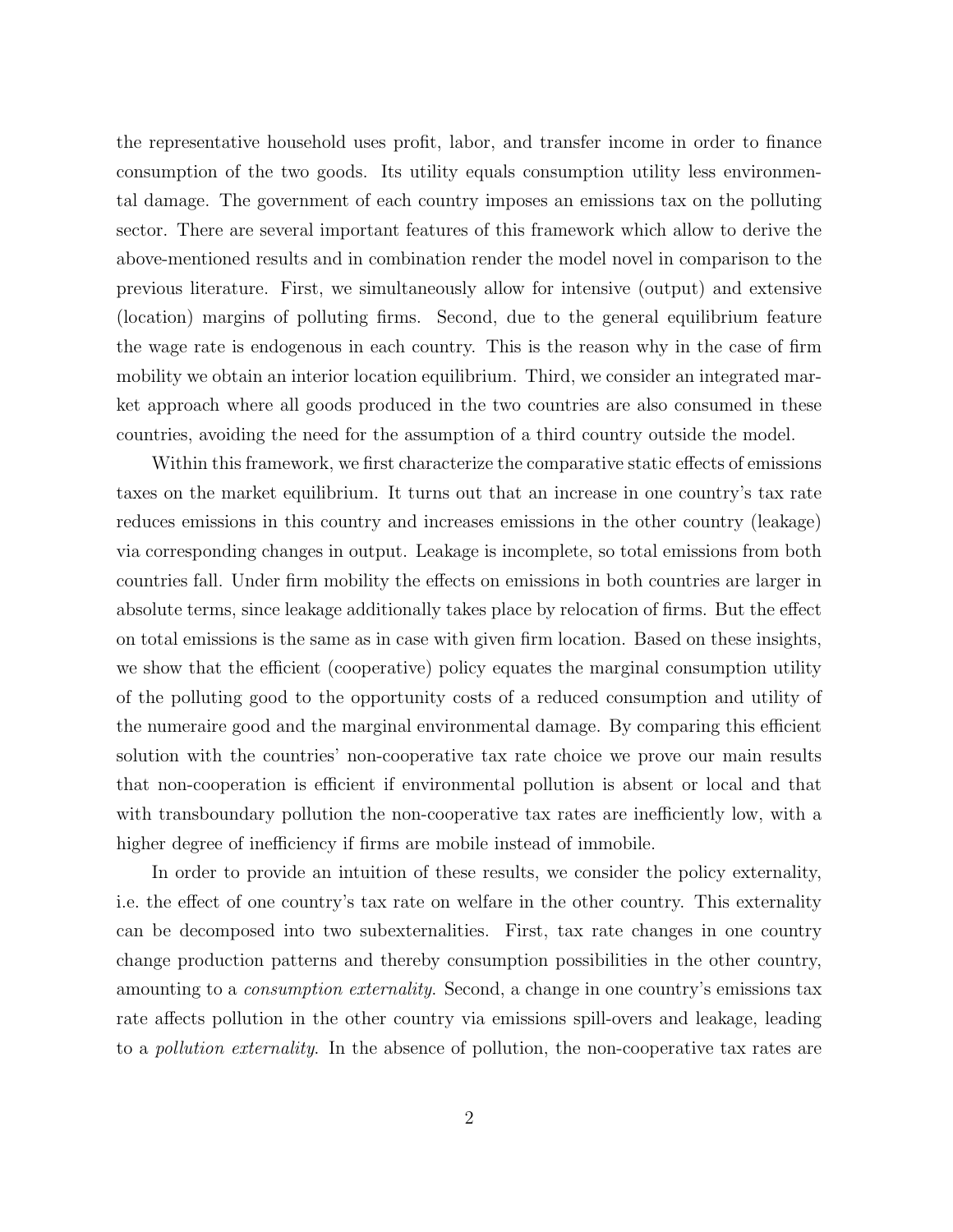the representative household uses profit, labor, and transfer income in order to finance consumption of the two goods. Its utility equals consumption utility less environmental damage. The government of each country imposes an emissions tax on the polluting sector. There are several important features of this framework which allow to derive the above-mentioned results and in combination render the model novel in comparison to the previous literature. First, we simultaneously allow for intensive (output) and extensive (location) margins of polluting firms. Second, due to the general equilibrium feature the wage rate is endogenous in each country. This is the reason why in the case of firm mobility we obtain an interior location equilibrium. Third, we consider an integrated market approach where all goods produced in the two countries are also consumed in these countries, avoiding the need for the assumption of a third country outside the model.

Within this framework, we first characterize the comparative static effects of emissions taxes on the market equilibrium. It turns out that an increase in one country's tax rate reduces emissions in this country and increases emissions in the other country (leakage) via corresponding changes in output. Leakage is incomplete, so total emissions from both countries fall. Under firm mobility the effects on emissions in both countries are larger in absolute terms, since leakage additionally takes place by relocation of firms. But the effect on total emissions is the same as in case with given firm location. Based on these insights, we show that the efficient (cooperative) policy equates the marginal consumption utility of the polluting good to the opportunity costs of a reduced consumption and utility of the numeraire good and the marginal environmental damage. By comparing this efficient solution with the countries' non-cooperative tax rate choice we prove our main results that non-cooperation is efficient if environmental pollution is absent or local and that with transboundary pollution the non-cooperative tax rates are inefficiently low, with a higher degree of inefficiency if firms are mobile instead of immobile.

In order to provide an intuition of these results, we consider the policy externality, i.e. the effect of one country's tax rate on welfare in the other country. This externality can be decomposed into two subexternalities. First, tax rate changes in one country change production patterns and thereby consumption possibilities in the other country, amounting to a *consumption externality*. Second, a change in one country's emissions tax rate affects pollution in the other country via emissions spill-overs and leakage, leading to a *pollution externality*. In the absence of pollution, the non-cooperative tax rates are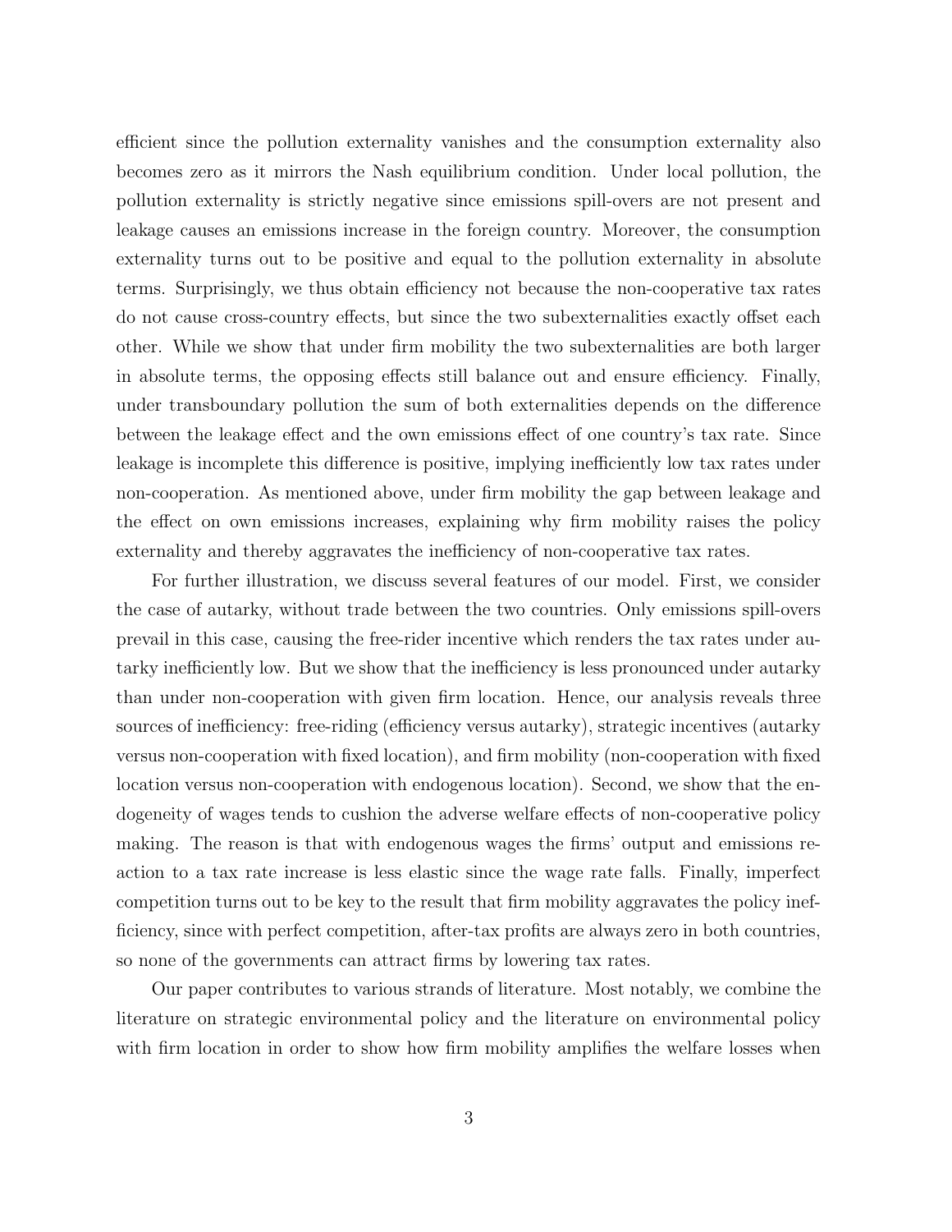efficient since the pollution externality vanishes and the consumption externality also becomes zero as it mirrors the Nash equilibrium condition. Under local pollution, the pollution externality is strictly negative since emissions spill-overs are not present and leakage causes an emissions increase in the foreign country. Moreover, the consumption externality turns out to be positive and equal to the pollution externality in absolute terms. Surprisingly, we thus obtain efficiency not because the non-cooperative tax rates do not cause cross-country effects, but since the two subexternalities exactly offset each other. While we show that under firm mobility the two subexternalities are both larger in absolute terms, the opposing effects still balance out and ensure efficiency. Finally, under transboundary pollution the sum of both externalities depends on the difference between the leakage effect and the own emissions effect of one country's tax rate. Since leakage is incomplete this difference is positive, implying inefficiently low tax rates under non-cooperation. As mentioned above, under firm mobility the gap between leakage and the effect on own emissions increases, explaining why firm mobility raises the policy externality and thereby aggravates the inefficiency of non-cooperative tax rates.

For further illustration, we discuss several features of our model. First, we consider the case of autarky, without trade between the two countries. Only emissions spill-overs prevail in this case, causing the free-rider incentive which renders the tax rates under autarky inefficiently low. But we show that the inefficiency is less pronounced under autarky than under non-cooperation with given firm location. Hence, our analysis reveals three sources of inefficiency: free-riding (efficiency versus autarky), strategic incentives (autarky versus non-cooperation with fixed location), and firm mobility (non-cooperation with fixed location versus non-cooperation with endogenous location). Second, we show that the endogeneity of wages tends to cushion the adverse welfare effects of non-cooperative policy making. The reason is that with endogenous wages the firms' output and emissions reaction to a tax rate increase is less elastic since the wage rate falls. Finally, imperfect competition turns out to be key to the result that firm mobility aggravates the policy inefficiency, since with perfect competition, after-tax profits are always zero in both countries, so none of the governments can attract firms by lowering tax rates.

Our paper contributes to various strands of literature. Most notably, we combine the literature on strategic environmental policy and the literature on environmental policy with firm location in order to show how firm mobility amplifies the welfare losses when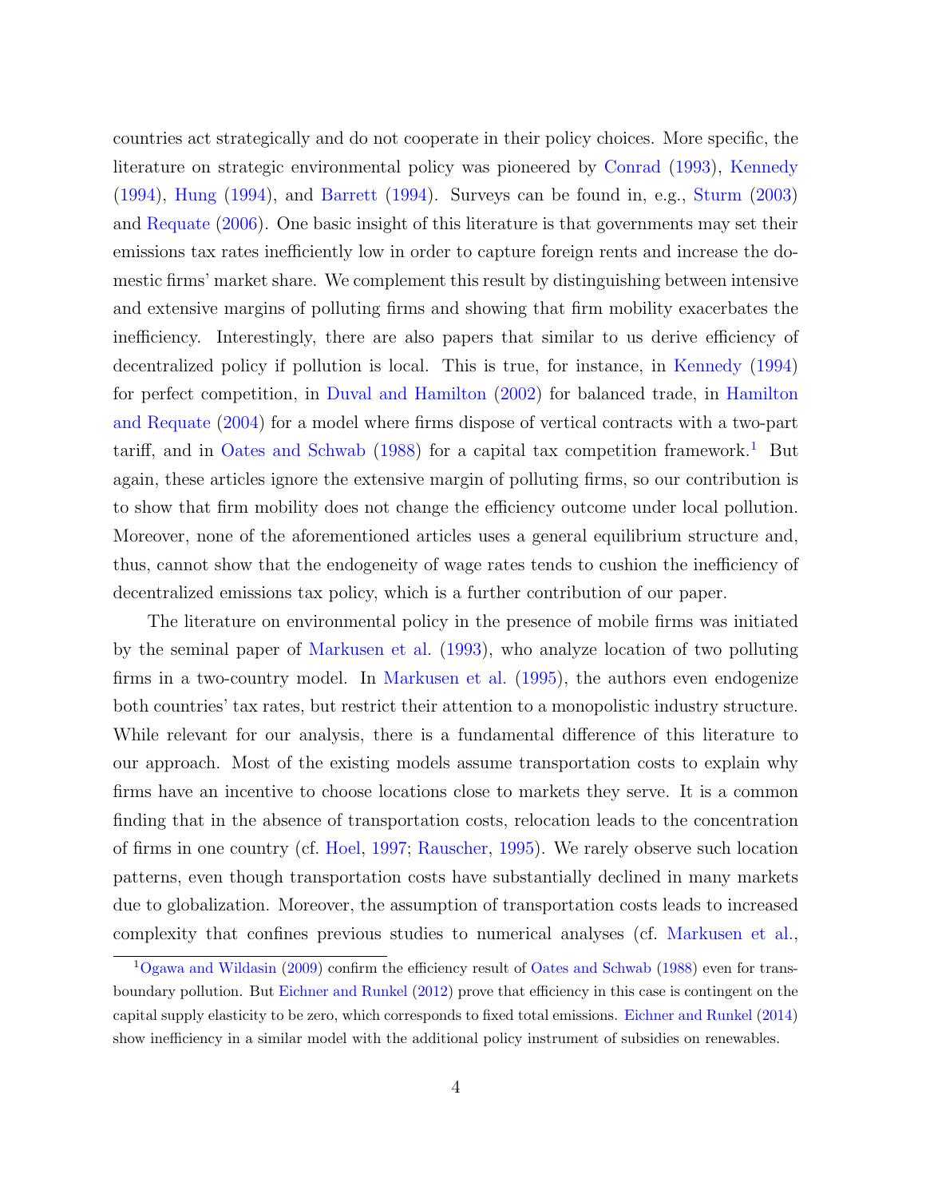countries act strategically and do not cooperate in their policy choices. More specific, the literature on strategic environmental policy was pioneered by Conrad (1993), Kennedy (1994), Hung (1994), and Barrett (1994). Surveys can be found in, e.g., Sturm (2003) and Requate (2006). One basic insight of this literature is that governments may set their emissions tax rates inefficiently low in order to capture foreign rents and increase the domestic firms' market share. We complement this result by distinguishing between intensive and extensive margins of polluting firms and showing that firm mobility exacerbates the inefficiency. Interestingly, there are also papers that similar to us derive efficiency of decentralized policy if pollution is local. This is true, for instance, in Kennedy (1994) for perfect competition, in Duval and Hamilton (2002) for balanced trade, in Hamilton and Requate (2004) for a model where firms dispose of vertical contracts with a two-part tariff, and in Oates and Schwab (1988) for a capital tax competition framework.[1] But again, these articles ignore the extensive margin of polluting firms, so our contribution is to show that firm mobility does not change the efficiency outcome under local pollution. Moreover, none of the aforementioned articles uses a general equilibrium structure and, thus, cannot show that the endogeneity of wage rates tends to cushion the inefficiency of decentralized emissions tax policy, which is a further contribution of our paper.

The literature on environmental policy in the presence of mobile firms was initiated by the seminal paper of Markusen et al. (1993), who analyze location of two polluting firms in a two-country model. In Markusen et al. (1995), the authors even endogenize both countries' tax rates, but restrict their attention to a monopolistic industry structure. While relevant for our analysis, there is a fundamental difference of this literature to our approach. Most of the existing models assume transportation costs to explain why firms have an incentive to choose locations close to markets they serve. It is a common finding that in the absence of transportation costs, relocation leads to the concentration of firms in one country (cf. Hoel, 1997; Rauscher, 1995). We rarely observe such location patterns, even though transportation costs have substantially declined in many markets due to globalization. Moreover, the assumption of transportation costs leads to increased complexity that confines previous studies to numerical analyses (cf. Markusen et al.,

[1] Ogawa and Wildasin (2009) confirm the efficiency result of Oates and Schwab (1988) even for transboundary pollution. But Eichner and Runkel (2012) prove that efficiency in this case is contingent on the capital supply elasticity to be zero, which corresponds to fixed total emissions. Eichner and Runkel (2014) show inefficiency in a similar model with the additional policy instrument of subsidies on renewables.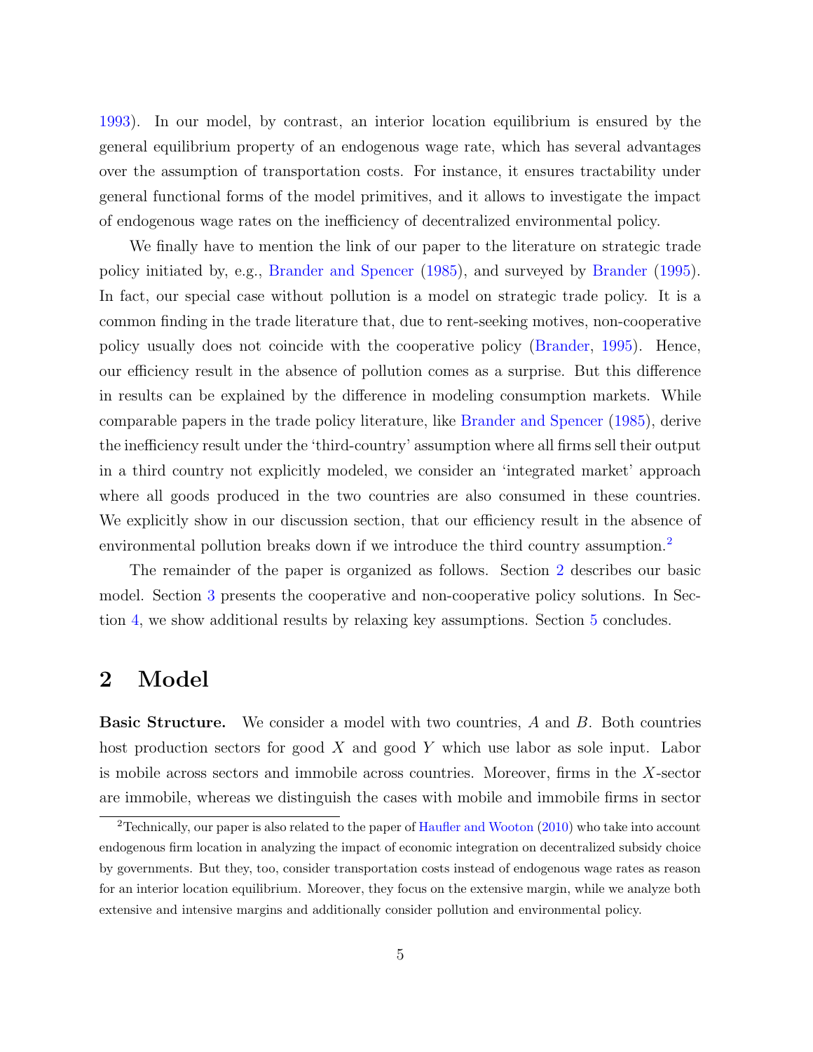1993). In our model, by contrast, an interior location equilibrium is ensured by the general equilibrium property of an endogenous wage rate, which has several advantages over the assumption of transportation costs. For instance, it ensures tractability under general functional forms of the model primitives, and it allows to investigate the impact of endogenous wage rates on the inefficiency of decentralized environmental policy.

We finally have to mention the link of our paper to the literature on strategic trade policy initiated by, e.g., Brander and Spencer (1985), and surveyed by Brander (1995). In fact, our special case without pollution is a model on strategic trade policy. It is a common finding in the trade literature that, due to rent-seeking motives, non-cooperative policy usually does not coincide with the cooperative policy (Brander, 1995). Hence, our efficiency result in the absence of pollution comes as a surprise. But this difference in results can be explained by the difference in modeling consumption markets. While comparable papers in the trade policy literature, like Brander and Spencer (1985), derive the inefficiency result under the 'third-country' assumption where all firms sell their output in a third country not explicitly modeled, we consider an 'integrated market' approach where all goods produced in the two countries are also consumed in these countries. We explicitly show in our discussion section, that our efficiency result in the absence of environmental pollution breaks down if we introduce the third country assumption.[2]

The remainder of the paper is organized as follows. Section 2 describes our basic model. Section 3 presents the cooperative and non-cooperative policy solutions. In Section 4, we show additional results by relaxing key assumptions. Section 5 concludes.

## 2 Model

**Basic Structure.** We consider a model with two countries, $A$ and $B$. Both countries host production sectors for good $X$ and good $Y$ which use labor as sole input. Labor is mobile across sectors and immobile across countries. Moreover, firms in the $X$-sector are immobile, whereas we distinguish the cases with mobile and immobile firms in sector

[2] Technically, our paper is also related to the paper of Haufler and Wooton (2010) who take into account endogenous firm location in analyzing the impact of economic integration on decentralized subsidy choice by governments. But they, too, consider transportation costs instead of endogenous wage rates as reason for an interior location equilibrium. Moreover, they focus on the extensive margin, while we analyze both extensive and intensive margins and additionally consider pollution and environmental policy.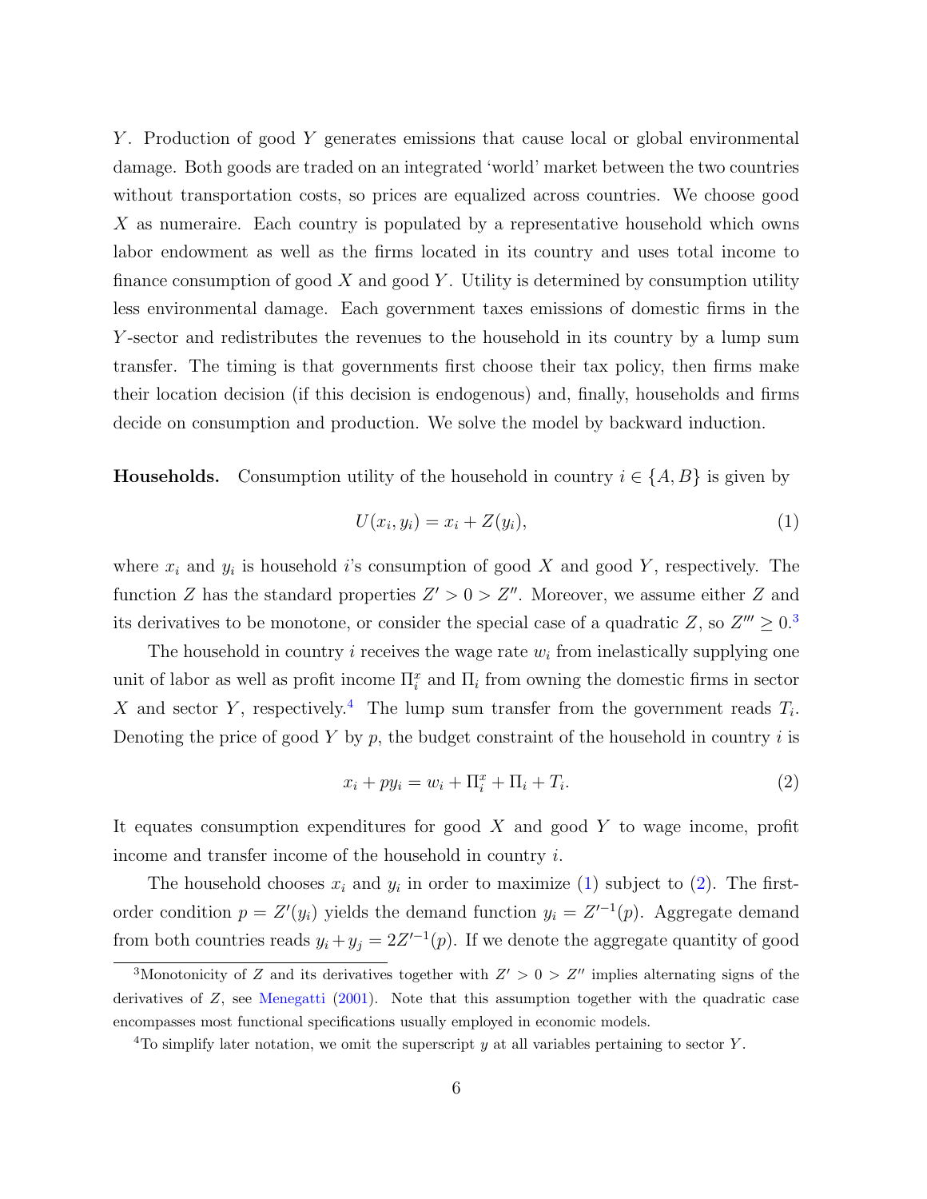$Y$. Production of good $Y$ generates emissions that cause local or global environmental damage. Both goods are traded on an integrated 'world' market between the two countries without transportation costs, so prices are equalized across countries. We choose good $X$ as numeraire. Each country is populated by a representative household which owns labor endowment as well as the firms located in its country and uses total income to finance consumption of good $X$ and good $Y$. Utility is determined by consumption utility less environmental damage. Each government taxes emissions of domestic firms in the $Y$-sector and redistributes the revenues to the household in its country by a lump sum transfer. The timing is that governments first choose their tax policy, then firms make their location decision (if this decision is endogenous) and, finally, households and firms decide on consumption and production. We solve the model by backward induction.

**Households.** Consumption utility of the household in country $i \in \{A, B\}$ is given by

$$U(x_i, y_i) = x_i + Z(y_i), \tag{1}$$

where $x_i$ and $y_i$ is household $i$'s consumption of good $X$ and good $Y$, respectively. The function $Z$ has the standard properties $Z' > 0 > Z''$. Moreover, we assume either $Z$ and its derivatives to be monotone, or consider the special case of a quadratic $Z$, so $Z''' \geq 0$.[3]

The household in country $i$ receives the wage rate $w_i$ from inelastically supplying one unit of labor as well as profit income $\Pi_i^x$ and $\Pi_i$ from owning the domestic firms in sector $X$ and sector $Y$, respectively.[4] The lump sum transfer from the government reads $T_i$. Denoting the price of good $Y$ by $p$, the budget constraint of the household in country $i$ is

$$x_i + py_i = w_i + \Pi_i^x + \Pi_i + T_i. \tag{2}$$

It equates consumption expenditures for good $X$ and good $Y$ to wage income, profit income and transfer income of the household in country $i$.

The household chooses $x_i$ and $y_i$ in order to maximize (1) subject to (2). The first-order condition $p = Z'(y_i)$ yields the demand function $y_i = Z'^{-1}(p)$. Aggregate demand from both countries reads $y_i + y_j = 2Z'^{-1}(p)$. If we denote the aggregate quantity of good

---

[3] Monotonicity of $Z$ and its derivatives together with $Z' > 0 > Z''$ implies alternating signs of the derivatives of $Z$, see Menegatti (2001). Note that this assumption together with the quadratic case encompasses most functional specifications usually employed in economic models.

[4] To simplify later notation, we omit the superscript $y$ at all variables pertaining to sector $Y$.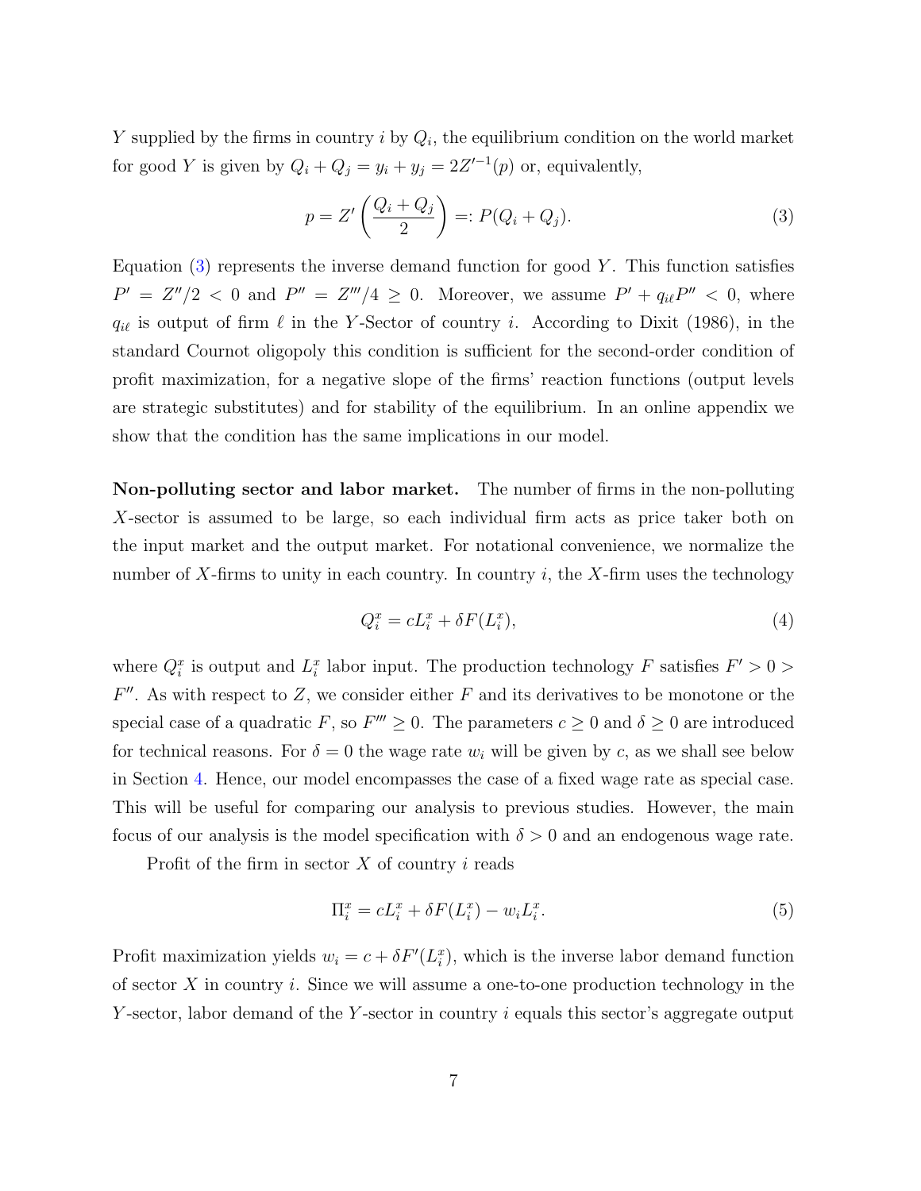$Y$ supplied by the firms in country $i$ by $Q_i$, the equilibrium condition on the world market for good $Y$ is given by $Q_i + Q_j = y_i + y_j = 2Z'^{-1}(p)$ or, equivalently,

$$p = Z'\left(\frac{Q_i + Q_j}{2}\right) =: P(Q_i + Q_j). \tag{3}$$

Equation (3) represents the inverse demand function for good $Y$. This function satisfies $P' = Z''/2 < 0$ and $P'' = Z'''/4 \geq 0$. Moreover, we assume $P' + q_{i\ell}P'' < 0$, where $q_{i\ell}$ is output of firm $\ell$ in the $Y$-Sector of country $i$. According to Dixit (1986), in the standard Cournot oligopoly this condition is sufficient for the second-order condition of profit maximization, for a negative slope of the firms' reaction functions (output levels are strategic substitutes) and for stability of the equilibrium. In an online appendix we show that the condition has the same implications in our model.

**Non-polluting sector and labor market.** The number of firms in the non-polluting $X$-sector is assumed to be large, so each individual firm acts as price taker both on the input market and the output market. For notational convenience, we normalize the number of $X$-firms to unity in each country. In country $i$, the $X$-firm uses the technology

$$Q_i^x = cL_i^x + \delta F(L_i^x), \tag{4}$$

where $Q_i^x$ is output and $L_i^x$ labor input. The production technology $F$ satisfies $F' > 0 > F''$. As with respect to $Z$, we consider either $F$ and its derivatives to be monotone or the special case of a quadratic $F$, so $F''' \geq 0$. The parameters $c \geq 0$ and $\delta \geq 0$ are introduced for technical reasons. For $\delta = 0$ the wage rate $w_i$ will be given by $c$, as we shall see below in Section 4. Hence, our model encompasses the case of a fixed wage rate as special case. This will be useful for comparing our analysis to previous studies. However, the main focus of our analysis is the model specification with $\delta > 0$ and an endogenous wage rate.

Profit of the firm in sector $X$ of country $i$ reads

$$\Pi_i^x = cL_i^x + \delta F(L_i^x) - w_i L_i^x. \tag{5}$$

Profit maximization yields $w_i = c + \delta F'(L_i^x)$, which is the inverse labor demand function of sector $X$ in country $i$. Since we will assume a one-to-one production technology in the $Y$-sector, labor demand of the $Y$-sector in country $i$ equals this sector's aggregate output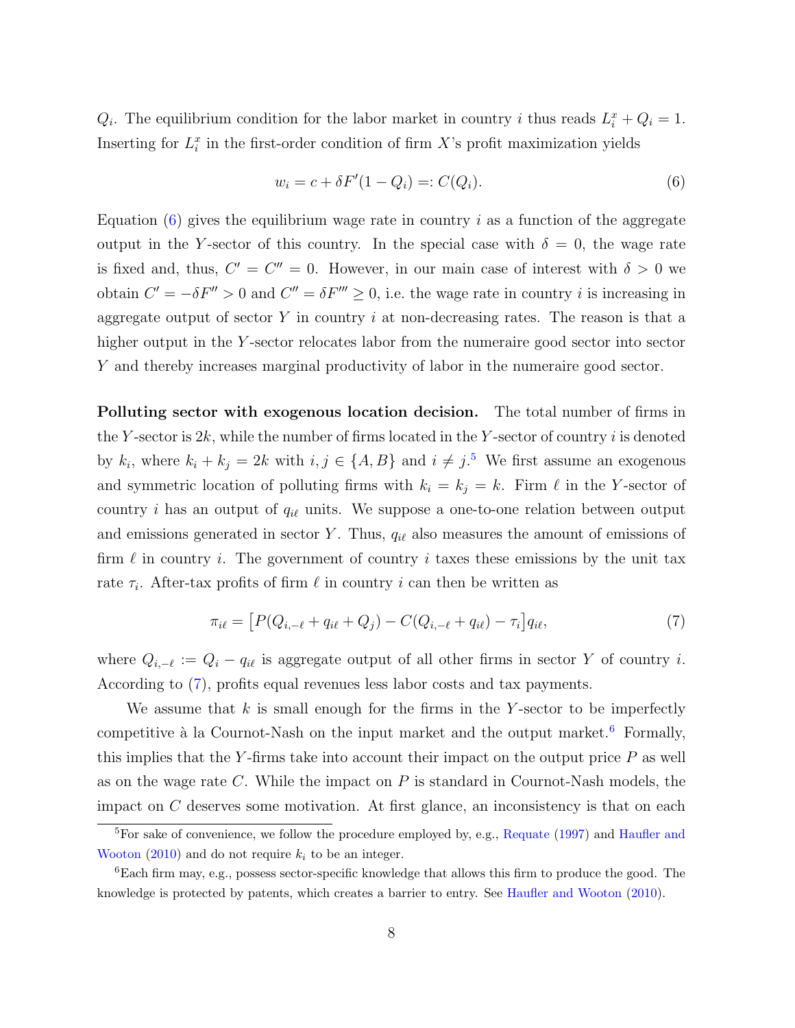$Q_i$. The equilibrium condition for the labor market in country $i$ thus reads $L_i^x + Q_i = 1$. Inserting for $L_i^x$ in the first-order condition of firm $X$'s profit maximization yields

$$w_i = c + \delta F'(1 - Q_i) =: C(Q_i). \tag{6}$$

Equation (6) gives the equilibrium wage rate in country $i$ as a function of the aggregate output in the $Y$-sector of this country. In the special case with $\delta = 0$, the wage rate is fixed and, thus, $C' = C'' = 0$. However, in our main case of interest with $\delta > 0$ we obtain $C' = -\delta F'' > 0$ and $C'' = \delta F''' \geq 0$, i.e. the wage rate in country $i$ is increasing in aggregate output of sector $Y$ in country $i$ at non-decreasing rates. The reason is that a higher output in the $Y$-sector relocates labor from the numeraire good sector into sector $Y$ and thereby increases marginal productivity of labor in the numeraire good sector.

**Polluting sector with exogenous location decision.** The total number of firms in the $Y$-sector is $2k$, while the number of firms located in the $Y$-sector of country $i$ is denoted by $k_i$, where $k_i + k_j = 2k$ with $i, j \in \{A, B\}$ and $i \neq j$.[5] We first assume an exogenous and symmetric location of polluting firms with $k_i = k_j = k$. Firm $\ell$ in the $Y$-sector of country $i$ has an output of $q_{i\ell}$ units. We suppose a one-to-one relation between output and emissions generated in sector $Y$. Thus, $q_{i\ell}$ also measures the amount of emissions of firm $\ell$ in country $i$. The government of country $i$ taxes these emissions by the unit tax rate $\tau_i$. After-tax profits of firm $\ell$ in country $i$ can then be written as

$$\pi_{i\ell} = \big[P(Q_{i,-\ell} + q_{i\ell} + Q_j) - C(Q_{i,-\ell} + q_{i\ell}) - \tau_i\big] q_{i\ell}, \tag{7}$$

where $Q_{i,-\ell} := Q_i - q_{i\ell}$ is aggregate output of all other firms in sector $Y$ of country $i$. According to (7), profits equal revenues less labor costs and tax payments.

We assume that $k$ is small enough for the firms in the $Y$-sector to be imperfectly competitive à la Cournot-Nash on the input market and the output market.[6] Formally, this implies that the $Y$-firms take into account their impact on the output price $P$ as well as on the wage rate $C$. While the impact on $P$ is standard in Cournot-Nash models, the impact on $C$ deserves some motivation. At first glance, an inconsistency is that on each

[5] For sake of convenience, we follow the procedure employed by, e.g., Requate (1997) and Haufler and Wooton (2010) and do not require $k_i$ to be an integer.

[6] Each firm may, e.g., possess sector-specific knowledge that allows this firm to produce the good. The knowledge is protected by patents, which creates a barrier to entry. See Haufler and Wooton (2010).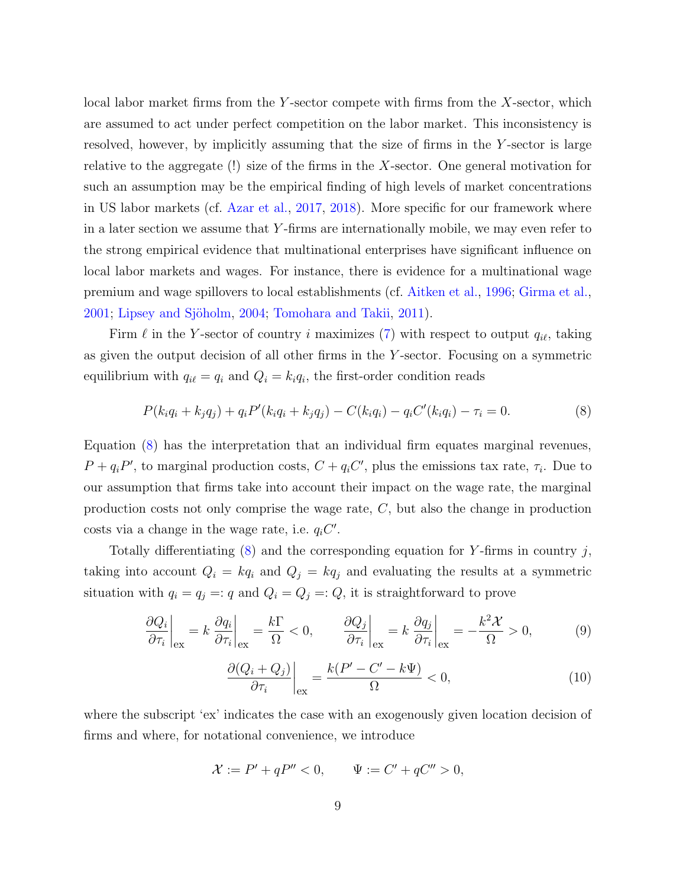local labor market firms from the $Y$-sector compete with firms from the $X$-sector, which are assumed to act under perfect competition on the labor market. This inconsistency is resolved, however, by implicitly assuming that the size of firms in the $Y$-sector is large relative to the aggregate (!) size of the firms in the $X$-sector. One general motivation for such an assumption may be the empirical finding of high levels of market concentrations in US labor markets (cf. Azar et al., 2017, 2018). More specific for our framework where in a later section we assume that $Y$-firms are internationally mobile, we may even refer to the strong empirical evidence that multinational enterprises have significant influence on local labor markets and wages. For instance, there is evidence for a multinational wage premium and wage spillovers to local establishments (cf. Aitken et al., 1996; Girma et al., 2001; Lipsey and Sjöholm, 2004; Tomohara and Takii, 2011).

Firm $\ell$ in the $Y$-sector of country $i$ maximizes (7) with respect to output $q_{i\ell}$, taking as given the output decision of all other firms in the $Y$-sector. Focusing on a symmetric equilibrium with $q_{i\ell} = q_i$ and $Q_i = k_i q_i$, the first-order condition reads

$$P(k_i q_i + k_j q_j) + q_i P'(k_i q_i + k_j q_j) - C(k_i q_i) - q_i C'(k_i q_i) - \tau_i = 0. \tag{8}$$

Equation (8) has the interpretation that an individual firm equates marginal revenues, $P + q_i P'$, to marginal production costs, $C + q_i C'$, plus the emissions tax rate, $\tau_i$. Due to our assumption that firms take into account their impact on the wage rate, the marginal production costs not only comprise the wage rate, $C$, but also the change in production costs via a change in the wage rate, i.e. $q_i C'$.

Totally differentiating (8) and the corresponding equation for $Y$-firms in country $j$, taking into account $Q_i = kq_i$ and $Q_j = kq_j$ and evaluating the results at a symmetric situation with $q_i = q_j =: q$ and $Q_i = Q_j =: Q$, it is straightforward to prove

$$\left.\frac{\partial Q_i}{\partial \tau_i}\right|_{\text{ex}} = k \left.\frac{\partial q_i}{\partial \tau_i}\right|_{\text{ex}} = \frac{k\Gamma}{\Omega} < 0, \qquad \left.\frac{\partial Q_j}{\partial \tau_i}\right|_{\text{ex}} = k \left.\frac{\partial q_j}{\partial \tau_i}\right|_{\text{ex}} = -\frac{k^2 \mathcal{X}}{\Omega} > 0, \tag{9}$$

$$\left.\frac{\partial (Q_i + Q_j)}{\partial \tau_i}\right|_{\text{ex}} = \frac{k(P' - C' - k\Psi)}{\Omega} < 0, \tag{10}$$

where the subscript 'ex' indicates the case with an exogenously given location decision of firms and where, for notational convenience, we introduce

$$\mathcal{X} := P' + qP'' < 0, \qquad \Psi := C' + qC'' > 0,$$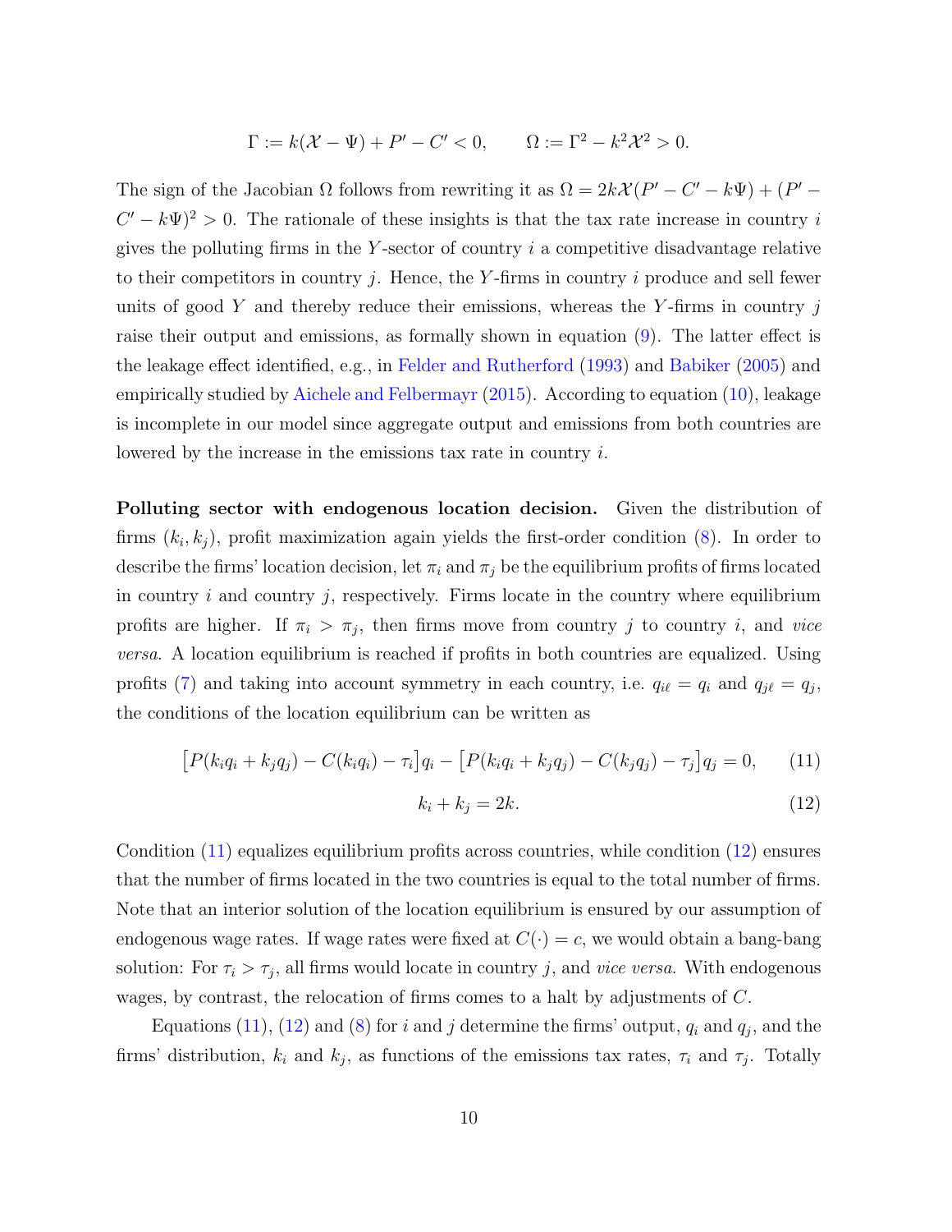$$\Gamma := k(\mathcal{X} - \Psi) + P' - C' < 0, \qquad \Omega := \Gamma^2 - k^2\mathcal{X}^2 > 0.$$

The sign of the Jacobian $\Omega$ follows from rewriting it as $\Omega = 2k\mathcal{X}(P' - C' - k\Psi) + (P' - C' - k\Psi)^2 > 0$. The rationale of these insights is that the tax rate increase in country $i$ gives the polluting firms in the $Y$-sector of country $i$ a competitive disadvantage relative to their competitors in country $j$. Hence, the $Y$-firms in country $i$ produce and sell fewer units of good $Y$ and thereby reduce their emissions, whereas the $Y$-firms in country $j$ raise their output and emissions, as formally shown in equation (9). The latter effect is the leakage effect identified, e.g., in Felder and Rutherford (1993) and Babiker (2005) and empirically studied by Aichele and Felbermayr (2015). According to equation (10), leakage is incomplete in our model since aggregate output and emissions from both countries are lowered by the increase in the emissions tax rate in country $i$.

**Polluting sector with endogenous location decision.** Given the distribution of firms $(k_i, k_j)$, profit maximization again yields the first-order condition (8). In order to describe the firms' location decision, let $\pi_i$ and $\pi_j$ be the equilibrium profits of firms located in country $i$ and country $j$, respectively. Firms locate in the country where equilibrium profits are higher. If $\pi_i > \pi_j$, then firms move from country $j$ to country $i$, and *vice versa*. A location equilibrium is reached if profits in both countries are equalized. Using profits (7) and taking into account symmetry in each country, i.e. $q_{i\ell} = q_i$ and $q_{j\ell} = q_j$, the conditions of the location equilibrium can be written as

$$\big[P(k_i q_i + k_j q_j) - C(k_i q_i) - \tau_i\big] q_i - \big[P(k_i q_i + k_j q_j) - C(k_j q_j) - \tau_j\big] q_j = 0, \tag{11}$$

$$k_i + k_j = 2k. \tag{12}$$

Condition (11) equalizes equilibrium profits across countries, while condition (12) ensures that the number of firms located in the two countries is equal to the total number of firms. Note that an interior solution of the location equilibrium is ensured by our assumption of endogenous wage rates. If wage rates were fixed at $C(\cdot) = c$, we would obtain a bang-bang solution: For $\tau_i > \tau_j$, all firms would locate in country $j$, and *vice versa*. With endogenous wages, by contrast, the relocation of firms comes to a halt by adjustments of $C$.

Equations (11), (12) and (8) for $i$ and $j$ determine the firms' output, $q_i$ and $q_j$, and the firms' distribution, $k_i$ and $k_j$, as functions of the emissions tax rates, $\tau_i$ and $\tau_j$. Totally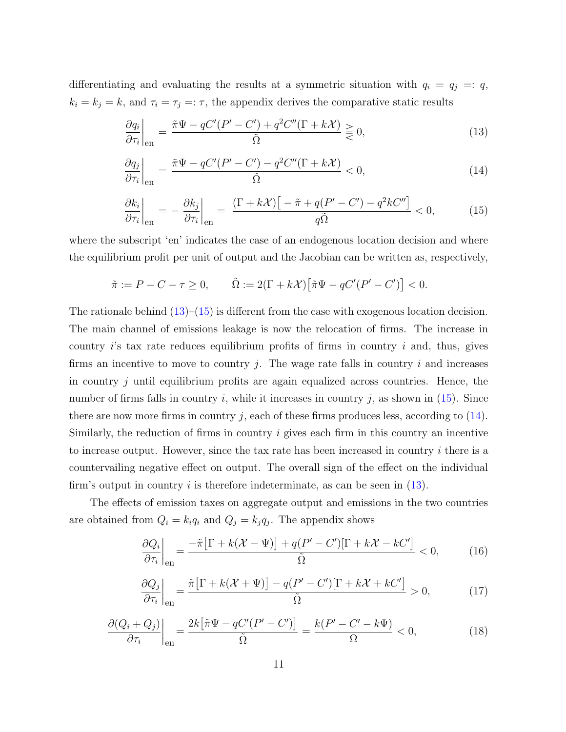differentiating and evaluating the results at a symmetric situation with $q_i = q_j =: q$, $k_i = k_j = k$, and $\tau_i = \tau_j =: \tau$, the appendix derives the comparative static results

$$\left.\frac{\partial q_i}{\partial \tau_i}\right|_{\text{en}} = \frac{\tilde{\pi}\Psi - qC'(P'-C') + q^2C''(\Gamma + k\mathcal{X})}{\tilde{\Omega}} \gtreqless 0, \tag{13}$$

$$\left.\frac{\partial q_j}{\partial \tau_i}\right|_{\text{en}} = \frac{\tilde{\pi}\Psi - qC'(P'-C') - q^2C''(\Gamma + k\mathcal{X})}{\tilde{\Omega}} < 0, \tag{14}$$

$$\left.\frac{\partial k_i}{\partial \tau_i}\right|_{\text{en}} = -\left.\frac{\partial k_j}{\partial \tau_i}\right|_{\text{en}} = \frac{(\Gamma + k\mathcal{X})\big[-\tilde{\pi} + q(P'-C') - q^2kC''\big]}{q\tilde{\Omega}} < 0, \tag{15}$$

where the subscript 'en' indicates the case of an endogenous location decision and where the equilibrium profit per unit of output and the Jacobian can be written as, respectively,

$$\tilde{\pi} := P - C - \tau \geq 0, \qquad \tilde{\Omega} := 2(\Gamma + k\mathcal{X})\big[\tilde{\pi}\Psi - qC'(P'-C')\big] < 0.$$

The rationale behind (13)–(15) is different from the case with exogenous location decision. The main channel of emissions leakage is now the relocation of firms. The increase in country $i$'s tax rate reduces equilibrium profits of firms in country $i$ and, thus, gives firms an incentive to move to country $j$. The wage rate falls in country $i$ and increases in country $j$ until equilibrium profits are again equalized across countries. Hence, the number of firms falls in country $i$, while it increases in country $j$, as shown in (15). Since there are now more firms in country $j$, each of these firms produces less, according to (14). Similarly, the reduction of firms in country $i$ gives each firm in this country an incentive to increase output. However, since the tax rate has been increased in country $i$ there is a countervailing negative effect on output. The overall sign of the effect on the individual firm's output in country $i$ is therefore indeterminate, as can be seen in (13).

The effects of emission taxes on aggregate output and emissions in the two countries are obtained from $Q_i = k_iq_i$ and $Q_j = k_jq_j$. The appendix shows

$$\left.\frac{\partial Q_i}{\partial \tau_i}\right|_{\text{en}} = \frac{-\tilde{\pi}\big[\Gamma + k(\mathcal{X} - \Psi)\big] + q(P'-C')\big[\Gamma + k\mathcal{X} - kC'\big]}{\tilde{\Omega}} < 0, \tag{16}$$

$$\left.\frac{\partial Q_j}{\partial \tau_i}\right|_{\text{en}} = \frac{\tilde{\pi}\big[\Gamma + k(\mathcal{X} + \Psi)\big] - q(P'-C')\big[\Gamma + k\mathcal{X} + kC'\big]}{\tilde{\Omega}} > 0, \tag{17}$$

$$\left.\frac{\partial (Q_i + Q_j)}{\partial \tau_i}\right|_{\text{en}} = \frac{2k\big[\tilde{\pi}\Psi - qC'(P'-C')\big]}{\tilde{\Omega}} = \frac{k(P' - C' - k\Psi)}{\Omega} < 0, \tag{18}$$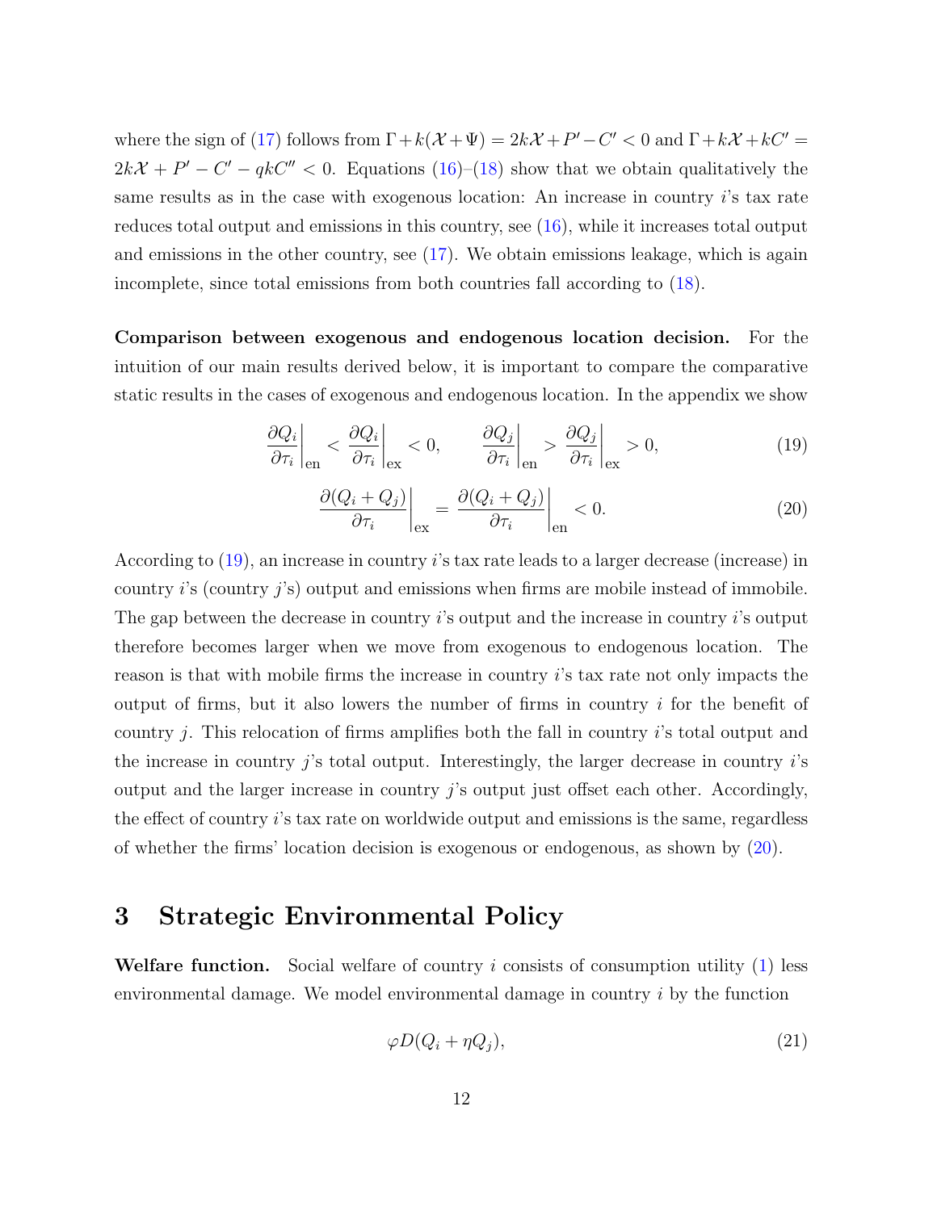where the sign of (17) follows from $\Gamma + k(\mathcal{X} + \Psi) = 2k\mathcal{X} + P' - C' < 0$ and $\Gamma + k\mathcal{X} + kC' = 2k\mathcal{X} + P' - C' - qkC'' < 0$. Equations (16)–(18) show that we obtain qualitatively the same results as in the case with exogenous location: An increase in country $i$'s tax rate reduces total output and emissions in this country, see (16), while it increases total output and emissions in the other country, see (17). We obtain emissions leakage, which is again incomplete, since total emissions from both countries fall according to (18).

**Comparison between exogenous and endogenous location decision.** For the intuition of our main results derived below, it is important to compare the comparative static results in the cases of exogenous and endogenous location. In the appendix we show

$$\left.\frac{\partial Q_i}{\partial \tau_i}\right|_{\text{en}} < \left.\frac{\partial Q_i}{\partial \tau_i}\right|_{\text{ex}} < 0, \qquad \left.\frac{\partial Q_j}{\partial \tau_i}\right|_{\text{en}} > \left.\frac{\partial Q_j}{\partial \tau_i}\right|_{\text{ex}} > 0, \tag{19}$$

$$\left.\frac{\partial (Q_i + Q_j)}{\partial \tau_i}\right|_{\text{ex}} = \left.\frac{\partial (Q_i + Q_j)}{\partial \tau_i}\right|_{\text{en}} < 0. \tag{20}$$

According to (19), an increase in country $i$'s tax rate leads to a larger decrease (increase) in country $i$'s (country $j$'s) output and emissions when firms are mobile instead of immobile. The gap between the decrease in country $i$'s output and the increase in country $i$'s output therefore becomes larger when we move from exogenous to endogenous location. The reason is that with mobile firms the increase in country $i$'s tax rate not only impacts the output of firms, but it also lowers the number of firms in country $i$ for the benefit of country $j$. This relocation of firms amplifies both the fall in country $i$'s total output and the increase in country $j$'s total output. Interestingly, the larger decrease in country $i$'s output and the larger increase in country $j$'s output just offset each other. Accordingly, the effect of country $i$'s tax rate on worldwide output and emissions is the same, regardless of whether the firms' location decision is exogenous or endogenous, as shown by (20).

## 3 Strategic Environmental Policy

**Welfare function.** Social welfare of country $i$ consists of consumption utility (1) less environmental damage. We model environmental damage in country $i$ by the function

$$\varphi D(Q_i + \eta Q_j), \tag{21}$$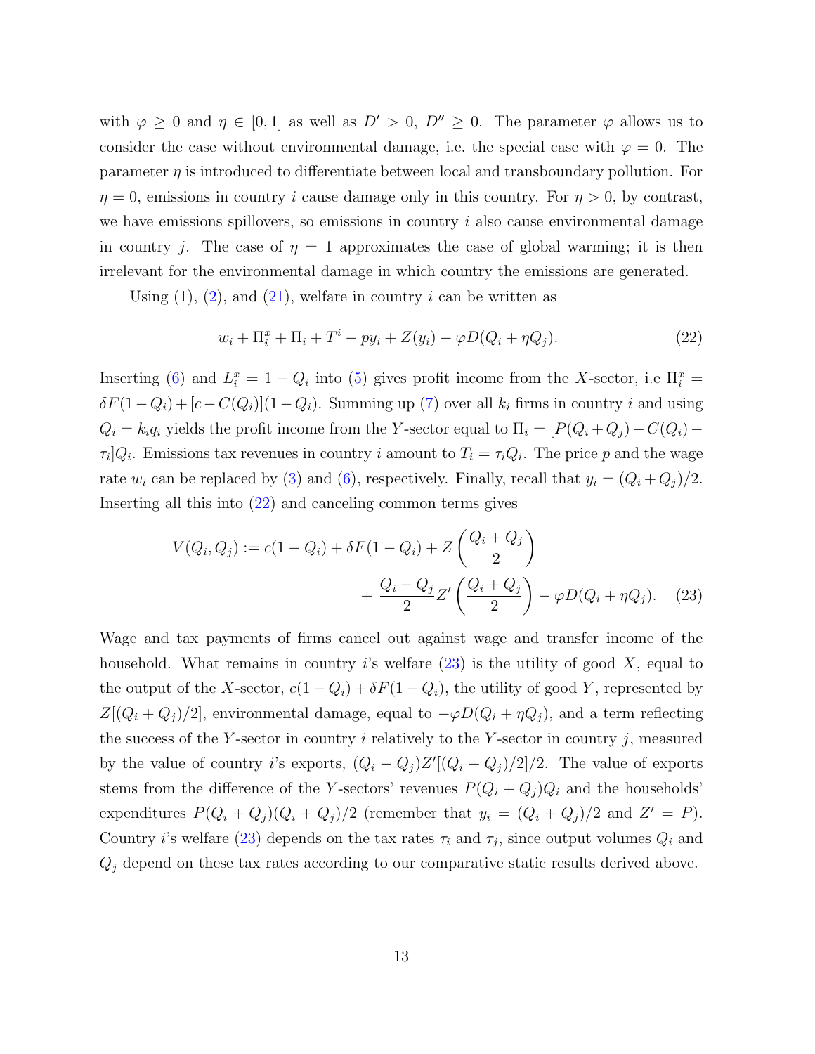with $\varphi \geq 0$ and $\eta \in [0,1]$ as well as $D' > 0$, $D'' \geq 0$. The parameter $\varphi$ allows us to consider the case without environmental damage, i.e. the special case with $\varphi = 0$. The parameter $\eta$ is introduced to differentiate between local and transboundary pollution. For $\eta = 0$, emissions in country $i$ cause damage only in this country. For $\eta > 0$, by contrast, we have emissions spillovers, so emissions in country $i$ also cause environmental damage in country $j$. The case of $\eta = 1$ approximates the case of global warming; it is then irrelevant for the environmental damage in which country the emissions are generated.

Using (1), (2), and (21), welfare in country $i$ can be written as

$$w_i + \Pi_i^x + \Pi_i + T^i - py_i + Z(y_i) - \varphi D(Q_i + \eta Q_j). \tag{22}$$

Inserting (6) and $L_i^x = 1 - Q_i$ into (5) gives profit income from the $X$-sector, i.e $\Pi_i^x = \delta F(1 - Q_i) + [c - C(Q_i)](1 - Q_i)$. Summing up (7) over all $k_i$ firms in country $i$ and using $Q_i = k_i q_i$ yields the profit income from the $Y$-sector equal to $\Pi_i = [P(Q_i + Q_j) - C(Q_i) - \tau_i]Q_i$. Emissions tax revenues in country $i$ amount to $T_i = \tau_i Q_i$. The price $p$ and the wage rate $w_i$ can be replaced by (3) and (6), respectively. Finally, recall that $y_i = (Q_i + Q_j)/2$. Inserting all this into (22) and canceling common terms gives

$$V(Q_i, Q_j) := c(1 - Q_i) + \delta F(1 - Q_i) + Z\left(\frac{Q_i + Q_j}{2}\right) + \frac{Q_i - Q_j}{2} Z'\left(\frac{Q_i + Q_j}{2}\right) - \varphi D(Q_i + \eta Q_j). \tag{23}$$

Wage and tax payments of firms cancel out against wage and transfer income of the household. What remains in country $i$'s welfare (23) is the utility of good $X$, equal to the output of the $X$-sector, $c(1 - Q_i) + \delta F(1 - Q_i)$, the utility of good $Y$, represented by $Z[(Q_i + Q_j)/2]$, environmental damage, equal to $-\varphi D(Q_i + \eta Q_j)$, and a term reflecting the success of the $Y$-sector in country $i$ relatively to the $Y$-sector in country $j$, measured by the value of country $i$'s exports, $(Q_i - Q_j)Z'[(Q_i + Q_j)/2]/2$. The value of exports stems from the difference of the $Y$-sectors' revenues $P(Q_i + Q_j)Q_i$ and the households' expenditures $P(Q_i + Q_j)(Q_i + Q_j)/2$ (remember that $y_i = (Q_i + Q_j)/2$ and $Z' = P$). Country $i$'s welfare (23) depends on the tax rates $\tau_i$ and $\tau_j$, since output volumes $Q_i$ and $Q_j$ depend on these tax rates according to our comparative static results derived above.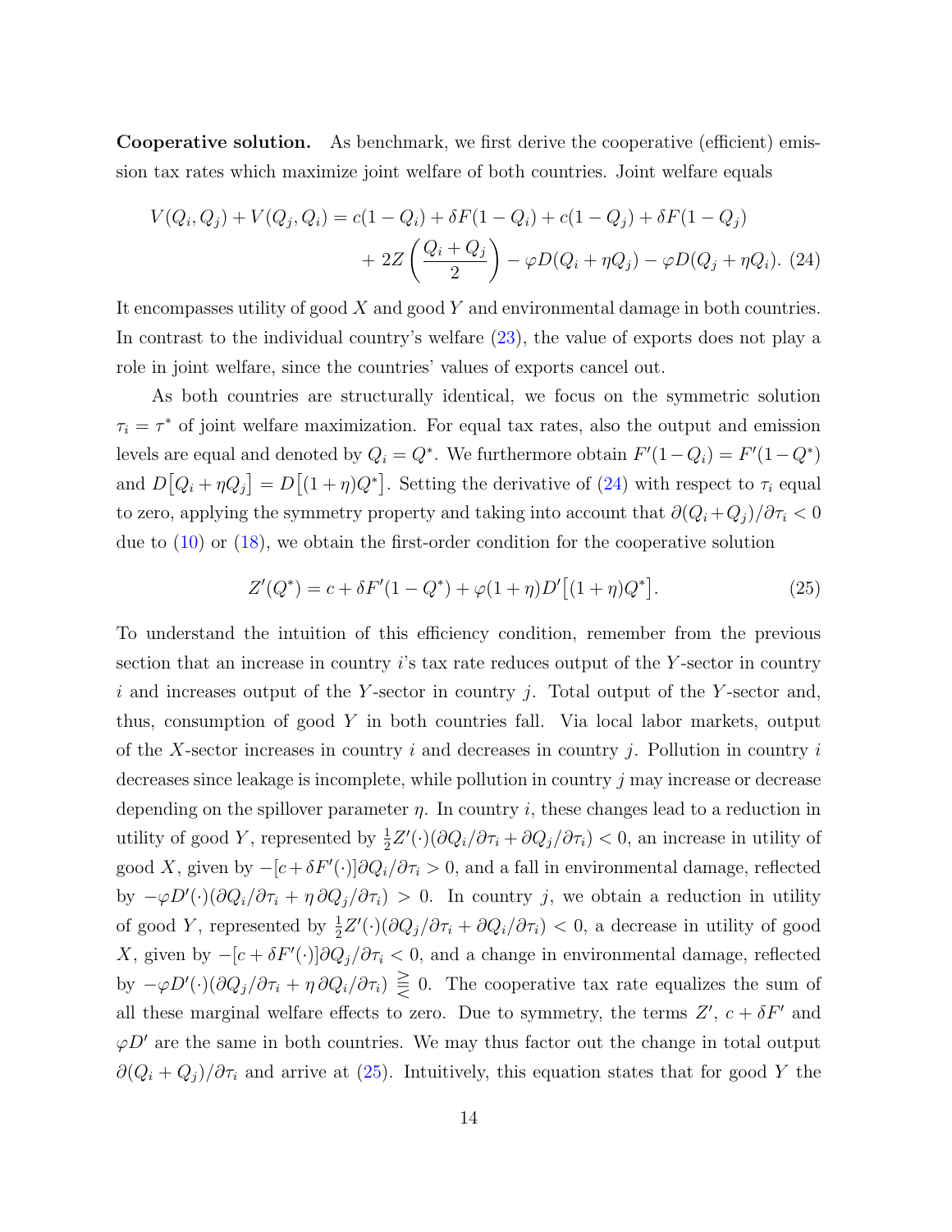**Cooperative solution.** As benchmark, we first derive the cooperative (efficient) emission tax rates which maximize joint welfare of both countries. Joint welfare equals

$$V(Q_i, Q_j) + V(Q_j, Q_i) = c(1 - Q_i) + \delta F(1 - Q_i) + c(1 - Q_j) + \delta F(1 - Q_j) + 2Z\left(\frac{Q_i + Q_j}{2}\right) - \varphi D(Q_i + \eta Q_j) - \varphi D(Q_j + \eta Q_i). \quad (24)$$

It encompasses utility of good $X$ and good $Y$ and environmental damage in both countries. In contrast to the individual country's welfare (23), the value of exports does not play a role in joint welfare, since the countries' values of exports cancel out.

As both countries are structurally identical, we focus on the symmetric solution $\tau_i = \tau^*$ of joint welfare maximization. For equal tax rates, also the output and emission levels are equal and denoted by $Q_i = Q^*$. We furthermore obtain $F'(1 - Q_i) = F'(1 - Q^*)$ and $D\big[Q_i + \eta Q_j\big] = D\big[(1 + \eta)Q^*\big]$. Setting the derivative of (24) with respect to $\tau_i$ equal to zero, applying the symmetry property and taking into account that $\partial(Q_i + Q_j)/\partial\tau_i < 0$ due to (10) or (18), we obtain the first-order condition for the cooperative solution

$$Z'(Q^*) = c + \delta F'(1 - Q^*) + \varphi(1 + \eta)D'\big[(1 + \eta)Q^*\big]. \quad (25)$$

To understand the intuition of this efficiency condition, remember from the previous section that an increase in country $i$'s tax rate reduces output of the $Y$-sector in country $i$ and increases output of the $Y$-sector in country $j$. Total output of the $Y$-sector and, thus, consumption of good $Y$ in both countries fall. Via local labor markets, output of the $X$-sector increases in country $i$ and decreases in country $j$. Pollution in country $i$ decreases since leakage is incomplete, while pollution in country $j$ may increase or decrease depending on the spillover parameter $\eta$. In country $i$, these changes lead to a reduction in utility of good $Y$, represented by $\frac{1}{2}Z'(\cdot)(\partial Q_i/\partial\tau_i + \partial Q_j/\partial\tau_i) < 0$, an increase in utility of good $X$, given by $-[c + \delta F'(\cdot)]\partial Q_i/\partial\tau_i > 0$, and a fall in environmental damage, reflected by $-\varphi D'(\cdot)(\partial Q_i/\partial\tau_i + \eta\,\partial Q_j/\partial\tau_i) > 0$. In country $j$, we obtain a reduction in utility of good $Y$, represented by $\frac{1}{2}Z'(\cdot)(\partial Q_j/\partial\tau_i + \partial Q_i/\partial\tau_i) < 0$, a decrease in utility of good $X$, given by $-[c + \delta F'(\cdot)]\partial Q_j/\partial\tau_i < 0$, and a change in environmental damage, reflected by $-\varphi D'(\cdot)(\partial Q_j/\partial\tau_i + \eta\,\partial Q_i/\partial\tau_i) \gtreqless 0$. The cooperative tax rate equalizes the sum of all these marginal welfare effects to zero. Due to symmetry, the terms $Z'$, $c + \delta F'$ and $\varphi D'$ are the same in both countries. We may thus factor out the change in total output $\partial(Q_i + Q_j)/\partial\tau_i$ and arrive at (25). Intuitively, this equation states that for good $Y$ the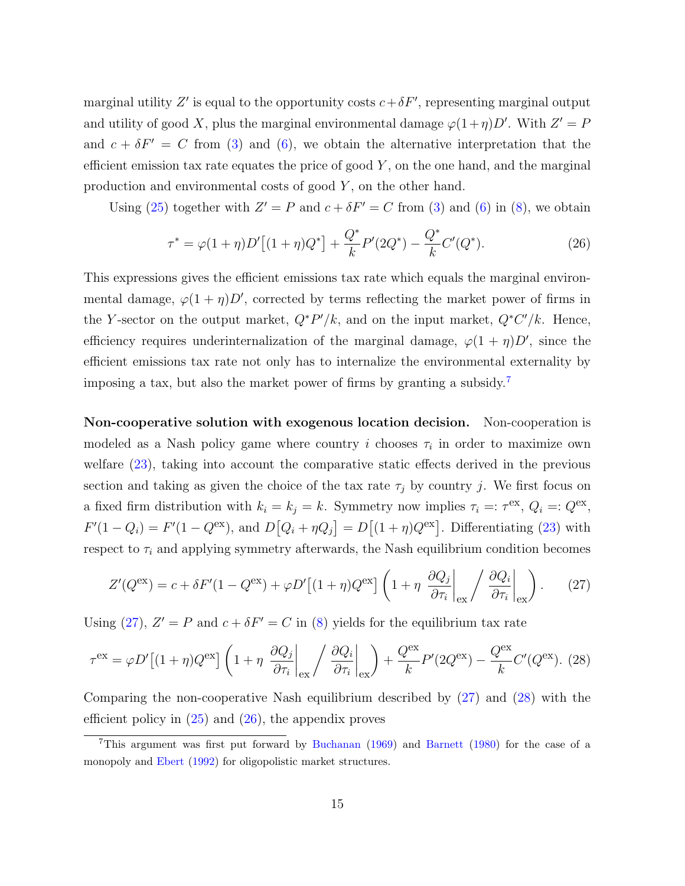marginal utility $Z'$ is equal to the opportunity costs $c+\delta F'$, representing marginal output and utility of good $X$, plus the marginal environmental damage $\varphi(1+\eta)D'$. With $Z'=P$ and $c+\delta F'=C$ from (3) and (6), we obtain the alternative interpretation that the efficient emission tax rate equates the price of good $Y$, on the one hand, and the marginal production and environmental costs of good $Y$, on the other hand.

Using (25) together with $Z'=P$ and $c+\delta F'=C$ from (3) and (6) in (8), we obtain

$$\tau^* = \varphi(1+\eta)D'\big[(1+\eta)Q^*\big] + \frac{Q^*}{k}P'(2Q^*) - \frac{Q^*}{k}C'(Q^*). \tag{26}$$

This expressions gives the efficient emissions tax rate which equals the marginal environmental damage, $\varphi(1+\eta)D'$, corrected by terms reflecting the market power of firms in the $Y$-sector on the output market, $Q^*P'/k$, and on the input market, $Q^*C'/k$. Hence, efficiency requires underinternalization of the marginal damage, $\varphi(1+\eta)D'$, since the efficient emissions tax rate not only has to internalize the environmental externality by imposing a tax, but also the market power of firms by granting a subsidy.[7]

**Non-cooperative solution with exogenous location decision.** Non-cooperation is modeled as a Nash policy game where country $i$ chooses $\tau_i$ in order to maximize own welfare (23), taking into account the comparative static effects derived in the previous section and taking as given the choice of the tax rate $\tau_j$ by country $j$. We first focus on a fixed firm distribution with $k_i=k_j=k$. Symmetry now implies $\tau_i =: \tau^{\text{ex}}$, $Q_i =: Q^{\text{ex}}$, $F'(1-Q_i)=F'(1-Q^{\text{ex}})$, and $D\big[Q_i+\eta Q_j\big] = D\big[(1+\eta)Q^{\text{ex}}\big]$. Differentiating (23) with respect to $\tau_i$ and applying symmetry afterwards, the Nash equilibrium condition becomes

$$Z'(Q^{\text{ex}}) = c + \delta F'(1-Q^{\text{ex}}) + \varphi D'\big[(1+\eta)Q^{\text{ex}}\big]\left(1+\eta\,\left.\frac{\partial Q_j}{\partial \tau_i}\right|_{\text{ex}} \Big/ \left.\frac{\partial Q_i}{\partial \tau_i}\right|_{\text{ex}}\right). \tag{27}$$

Using (27), $Z'=P$ and $c+\delta F'=C$ in (8) yields for the equilibrium tax rate

$$\tau^{\text{ex}} = \varphi D'\big[(1+\eta)Q^{\text{ex}}\big]\left(1+\eta\,\left.\frac{\partial Q_j}{\partial \tau_i}\right|_{\text{ex}} \Big/ \left.\frac{\partial Q_i}{\partial \tau_i}\right|_{\text{ex}}\right) + \frac{Q^{\text{ex}}}{k}P'(2Q^{\text{ex}}) - \frac{Q^{\text{ex}}}{k}C'(Q^{\text{ex}}). \tag{28}$$

Comparing the non-cooperative Nash equilibrium described by (27) and (28) with the efficient policy in (25) and (26), the appendix proves

[7] This argument was first put forward by Buchanan (1969) and Barnett (1980) for the case of a monopoly and Ebert (1992) for oligopolistic market structures.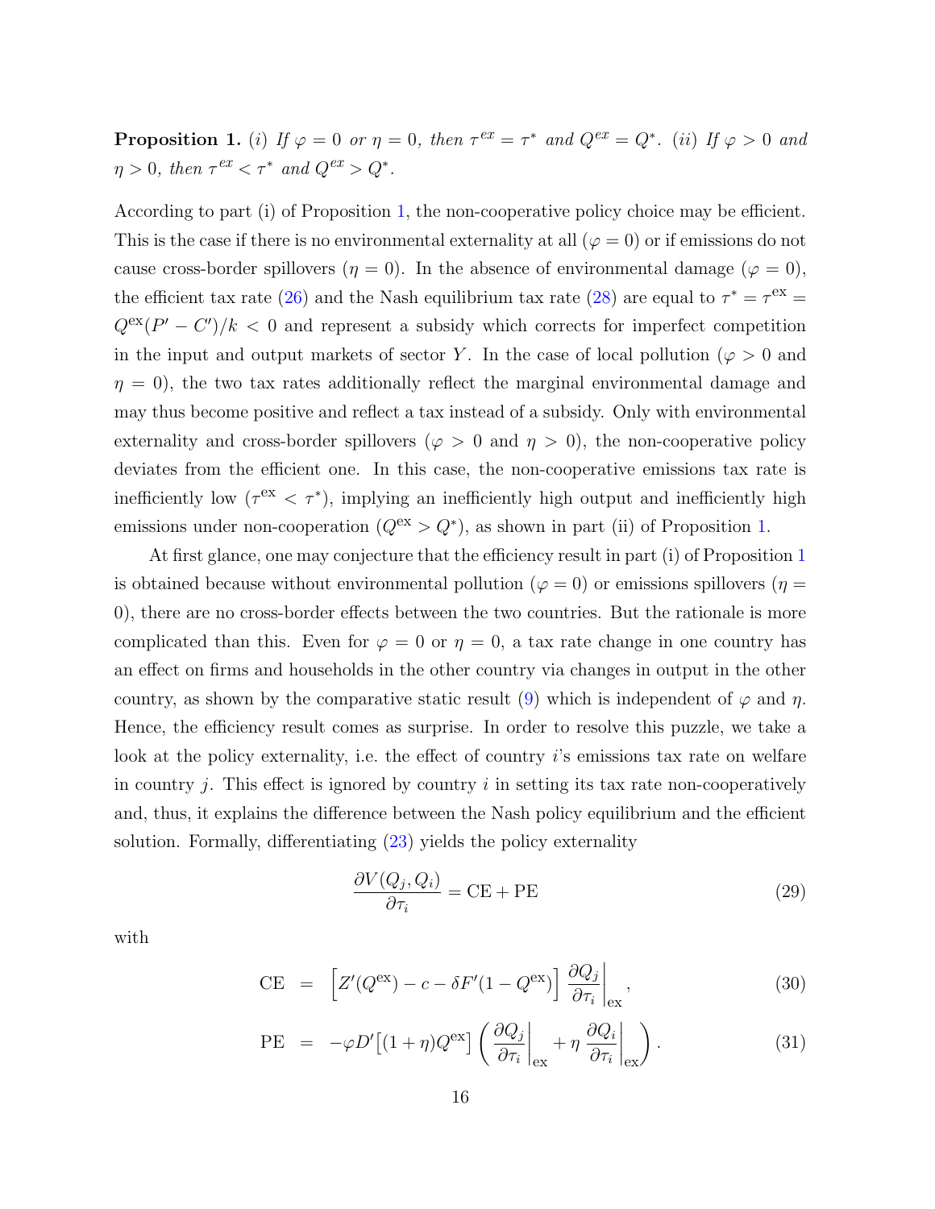**Proposition 1.** *(i) If $\varphi = 0$ or $\eta = 0$, then $\tau^{ex} = \tau^*$ and $Q^{ex} = Q^*$. (ii) If $\varphi > 0$ and $\eta > 0$, then $\tau^{ex} < \tau^*$ and $Q^{ex} > Q^*$.*

According to part (i) of Proposition 1, the non-cooperative policy choice may be efficient. This is the case if there is no environmental externality at all ($\varphi = 0$) or if emissions do not cause cross-border spillovers ($\eta = 0$). In the absence of environmental damage ($\varphi = 0$), the efficient tax rate (26) and the Nash equilibrium tax rate (28) are equal to $\tau^* = \tau^{\text{ex}} = Q^{\text{ex}}(P' - C')/k < 0$ and represent a subsidy which corrects for imperfect competition in the input and output markets of sector $Y$. In the case of local pollution ($\varphi > 0$ and $\eta = 0$), the two tax rates additionally reflect the marginal environmental damage and may thus become positive and reflect a tax instead of a subsidy. Only with environmental externality and cross-border spillovers ($\varphi > 0$ and $\eta > 0$), the non-cooperative policy deviates from the efficient one. In this case, the non-cooperative emissions tax rate is inefficiently low ($\tau^{\text{ex}} < \tau^*$), implying an inefficiently high output and inefficiently high emissions under non-cooperation ($Q^{\text{ex}} > Q^*$), as shown in part (ii) of Proposition 1.

At first glance, one may conjecture that the efficiency result in part (i) of Proposition 1 is obtained because without environmental pollution ($\varphi = 0$) or emissions spillovers ($\eta = 0$), there are no cross-border effects between the two countries. But the rationale is more complicated than this. Even for $\varphi = 0$ or $\eta = 0$, a tax rate change in one country has an effect on firms and households in the other country via changes in output in the other country, as shown by the comparative static result (9) which is independent of $\varphi$ and $\eta$. Hence, the efficiency result comes as surprise. In order to resolve this puzzle, we take a look at the policy externality, i.e. the effect of country $i$'s emissions tax rate on welfare in country $j$. This effect is ignored by country $i$ in setting its tax rate non-cooperatively and, thus, it explains the difference between the Nash policy equilibrium and the efficient solution. Formally, differentiating (23) yields the policy externality

$$\frac{\partial V(Q_j, Q_i)}{\partial \tau_i} = \text{CE} + \text{PE} \tag{29}$$

with

$$\text{CE} = \Big[ Z'(Q^{\text{ex}}) - c - \delta F'(1 - Q^{\text{ex}}) \Big] \left. \frac{\partial Q_j}{\partial \tau_i} \right|_{\text{ex}}, \tag{30}$$

$$\text{PE} = -\varphi D'\big[(1+\eta)Q^{\text{ex}}\big] \left( \left. \frac{\partial Q_j}{\partial \tau_i} \right|_{\text{ex}} + \eta \left. \frac{\partial Q_i}{\partial \tau_i} \right|_{\text{ex}} \right). \tag{31}$$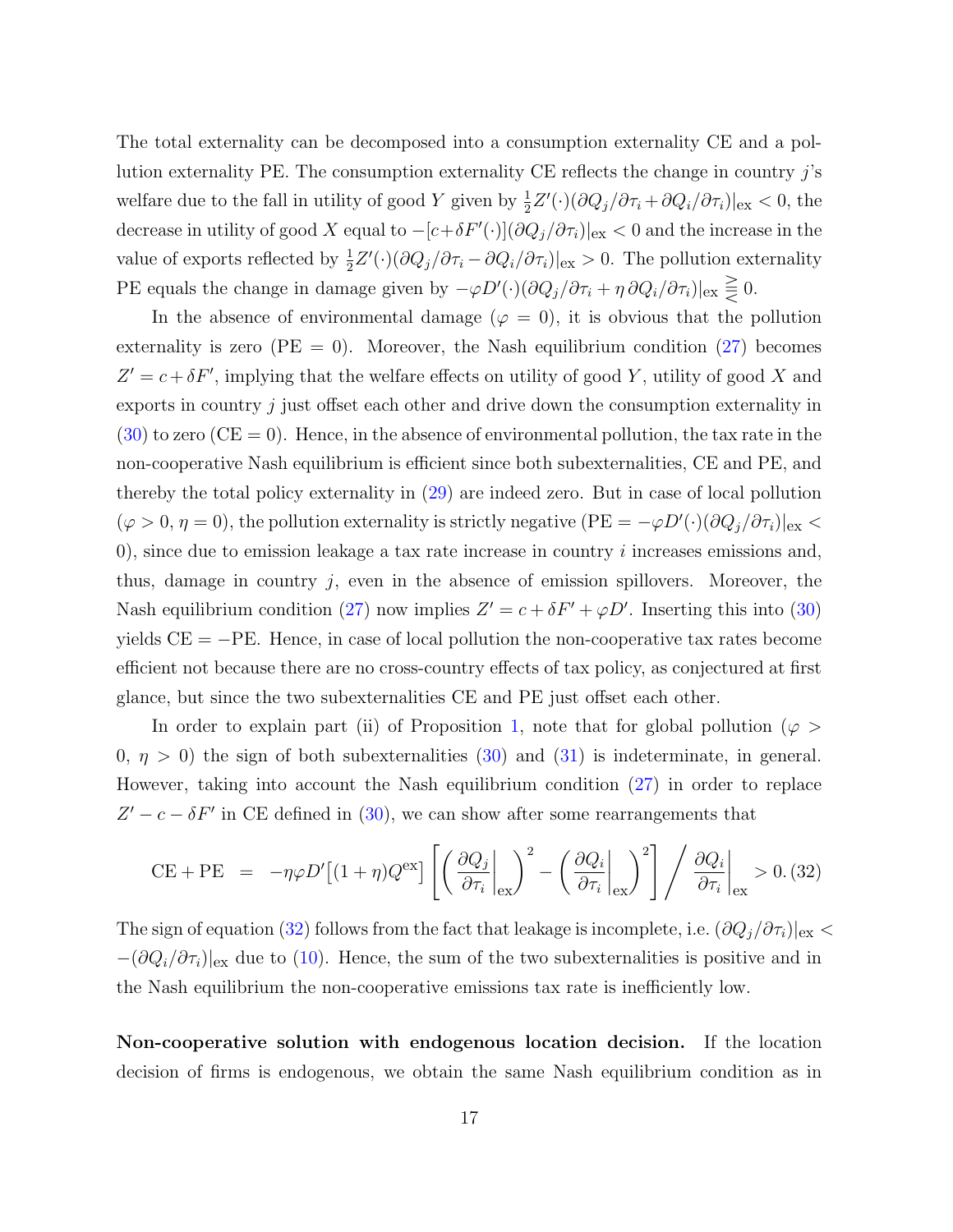The total externality can be decomposed into a consumption externality CE and a pollution externality PE. The consumption externality CE reflects the change in country $j$'s welfare due to the fall in utility of good $Y$ given by $\frac{1}{2}Z'(\cdot)(\partial Q_j/\partial \tau_i + \partial Q_i/\partial \tau_i)|_{\text{ex}} < 0$, the decrease in utility of good $X$ equal to $-[c+\delta F'(\cdot)](\partial Q_j/\partial \tau_i)|_{\text{ex}} < 0$ and the increase in the value of exports reflected by $\frac{1}{2}Z'(\cdot)(\partial Q_j/\partial \tau_i - \partial Q_i/\partial \tau_i)|_{\text{ex}} > 0$. The pollution externality PE equals the change in damage given by $-\varphi D'(\cdot)(\partial Q_j/\partial \tau_i + \eta\, \partial Q_i/\partial \tau_i)|_{\text{ex}} \gtreqless 0$.

In the absence of environmental damage ($\varphi = 0$), it is obvious that the pollution externality is zero (PE = 0). Moreover, the Nash equilibrium condition (27) becomes $Z' = c + \delta F'$, implying that the welfare effects on utility of good $Y$, utility of good $X$ and exports in country $j$ just offset each other and drive down the consumption externality in (30) to zero (CE = 0). Hence, in the absence of environmental pollution, the tax rate in the non-cooperative Nash equilibrium is efficient since both subexternalities, CE and PE, and thereby the total policy externality in (29) are indeed zero. But in case of local pollution ($\varphi > 0$, $\eta = 0$), the pollution externality is strictly negative ($\text{PE} = -\varphi D'(\cdot)(\partial Q_j/\partial \tau_i)|_{\text{ex}} < 0$), since due to emission leakage a tax rate increase in country $i$ increases emissions and, thus, damage in country $j$, even in the absence of emission spillovers. Moreover, the Nash equilibrium condition (27) now implies $Z' = c + \delta F' + \varphi D'$. Inserting this into (30) yields CE = −PE. Hence, in case of local pollution the non-cooperative tax rates become efficient not because there are no cross-country effects of tax policy, as conjectured at first glance, but since the two subexternalities CE and PE just offset each other.

In order to explain part (ii) of Proposition 1, note that for global pollution ($\varphi > 0$, $\eta > 0$) the sign of both subexternalities (30) and (31) is indeterminate, in general. However, taking into account the Nash equilibrium condition (27) in order to replace $Z' - c - \delta F'$ in CE defined in (30), we can show after some rearrangements that

$$\text{CE} + \text{PE} \;=\; -\eta\varphi D'\big[(1+\eta)Q^{\text{ex}}\big]\left[\left(\frac{\partial Q_j}{\partial \tau_i}\bigg|_{\text{ex}}\right)^2 - \left(\frac{\partial Q_i}{\partial \tau_i}\bigg|_{\text{ex}}\right)^2\right] \Bigg/ \frac{\partial Q_i}{\partial \tau_i}\bigg|_{\text{ex}} > 0. \quad (32)$$

The sign of equation (32) follows from the fact that leakage is incomplete, i.e. $(\partial Q_j/\partial \tau_i)|_{\text{ex}} < -(\partial Q_i/\partial \tau_i)|_{\text{ex}}$ due to (10). Hence, the sum of the two subexternalities is positive and in the Nash equilibrium the non-cooperative emissions tax rate is inefficiently low.

**Non-cooperative solution with endogenous location decision.** If the location decision of firms is endogenous, we obtain the same Nash equilibrium condition as in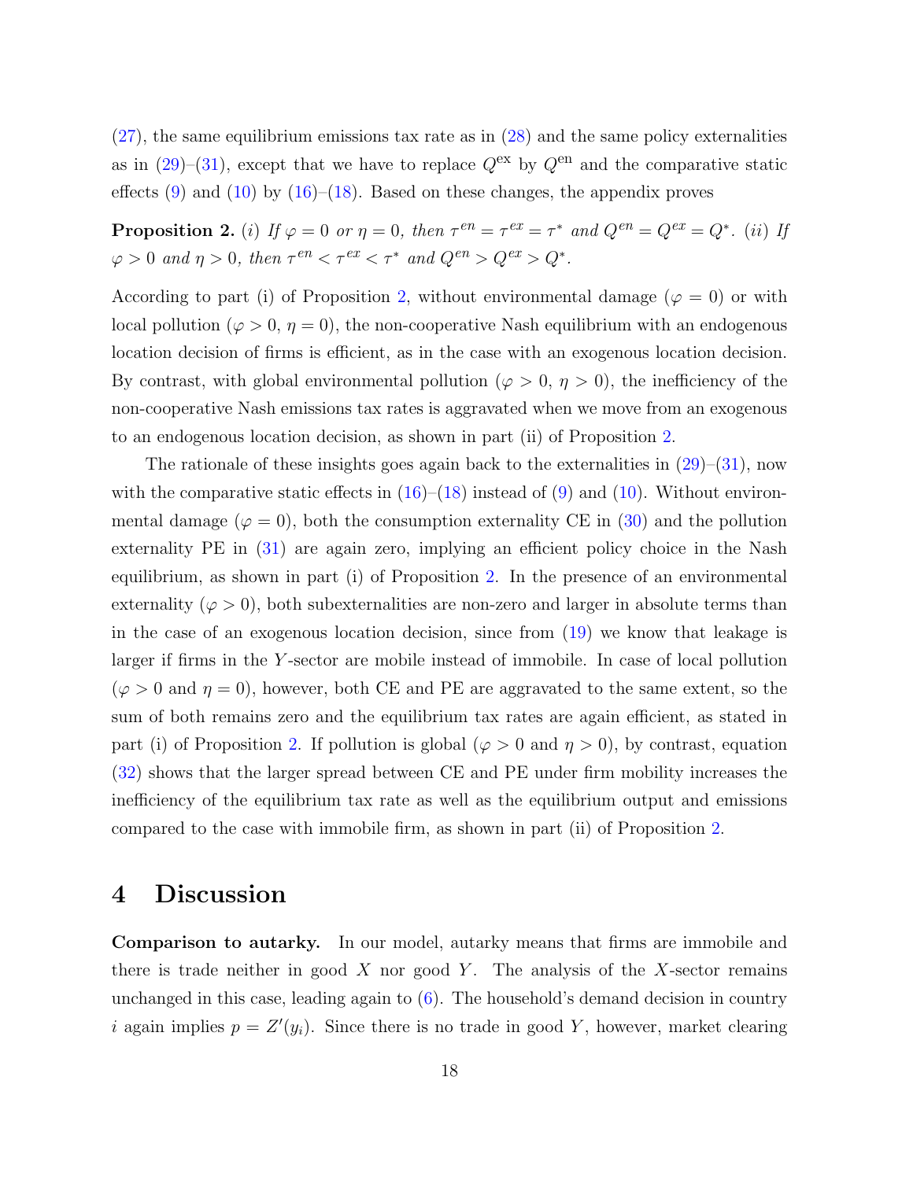(27), the same equilibrium emissions tax rate as in (28) and the same policy externalities as in (29)–(31), except that we have to replace $Q^{\text{ex}}$ by $Q^{\text{en}}$ and the comparative static effects (9) and (10) by (16)–(18). Based on these changes, the appendix proves

**Proposition 2.** *(i) If $\varphi = 0$ or $\eta = 0$, then $\tau^{en} = \tau^{ex} = \tau^*$ and $Q^{en} = Q^{ex} = Q^*$. (ii) If $\varphi > 0$ and $\eta > 0$, then $\tau^{en} < \tau^{ex} < \tau^*$ and $Q^{en} > Q^{ex} > Q^*$.*

According to part (i) of Proposition 2, without environmental damage ($\varphi = 0$) or with local pollution ($\varphi > 0$, $\eta = 0$), the non-cooperative Nash equilibrium with an endogenous location decision of firms is efficient, as in the case with an exogenous location decision. By contrast, with global environmental pollution ($\varphi > 0$, $\eta > 0$), the inefficiency of the non-cooperative Nash emissions tax rates is aggravated when we move from an exogenous to an endogenous location decision, as shown in part (ii) of Proposition 2.

The rationale of these insights goes again back to the externalities in (29)–(31), now with the comparative static effects in (16)–(18) instead of (9) and (10). Without environmental damage ($\varphi = 0$), both the consumption externality CE in (30) and the pollution externality PE in (31) are again zero, implying an efficient policy choice in the Nash equilibrium, as shown in part (i) of Proposition 2. In the presence of an environmental externality ($\varphi > 0$), both subexternalities are non-zero and larger in absolute terms than in the case of an exogenous location decision, since from (19) we know that leakage is larger if firms in the $Y$-sector are mobile instead of immobile. In case of local pollution ($\varphi > 0$ and $\eta = 0$), however, both CE and PE are aggravated to the same extent, so the sum of both remains zero and the equilibrium tax rates are again efficient, as stated in part (i) of Proposition 2. If pollution is global ($\varphi > 0$ and $\eta > 0$), by contrast, equation (32) shows that the larger spread between CE and PE under firm mobility increases the inefficiency of the equilibrium tax rate as well as the equilibrium output and emissions compared to the case with immobile firm, as shown in part (ii) of Proposition 2.

# 4 Discussion

**Comparison to autarky.** In our model, autarky means that firms are immobile and there is trade neither in good $X$ nor good $Y$. The analysis of the $X$-sector remains unchanged in this case, leading again to (6). The household's demand decision in country $i$ again implies $p = Z'(y_i)$. Since there is no trade in good $Y$, however, market clearing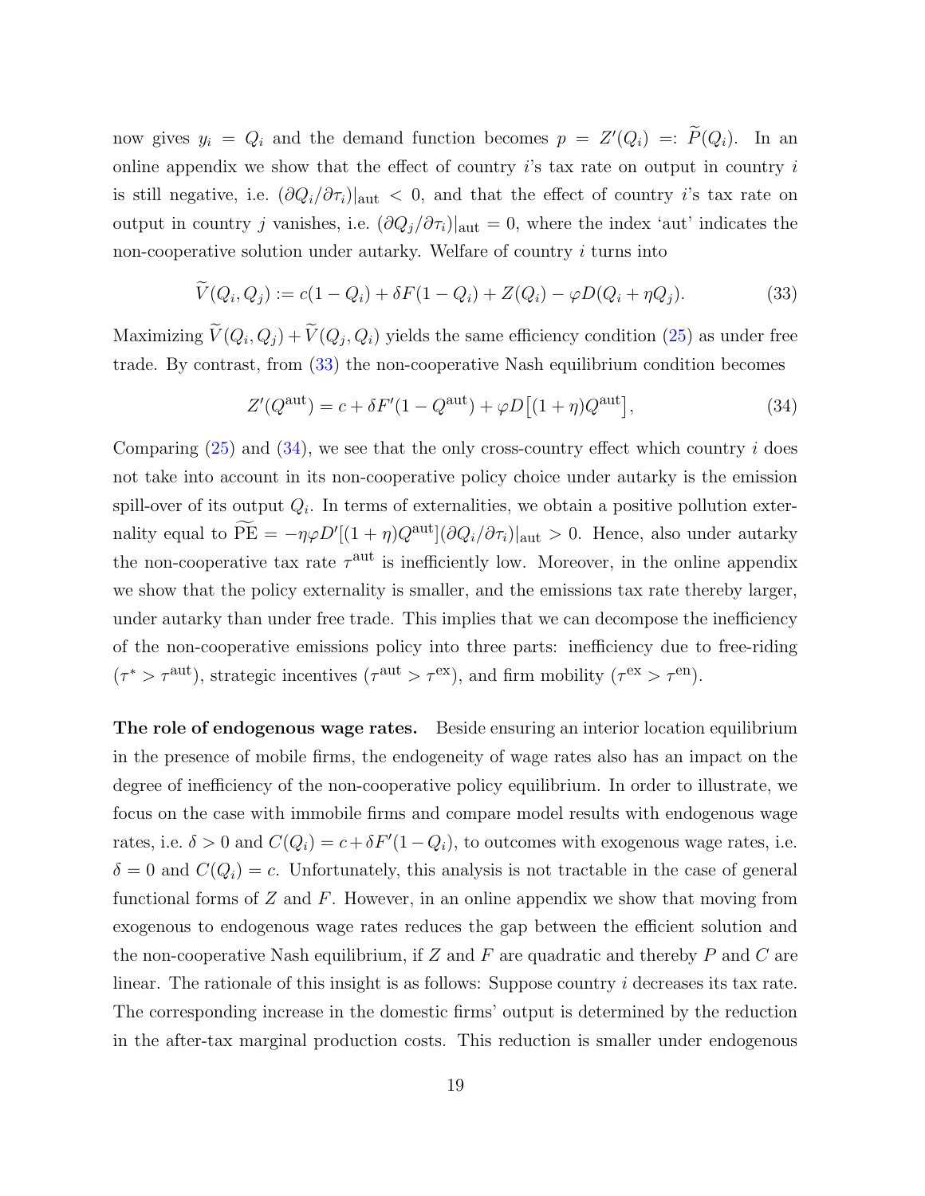now gives $y_i = Q_i$ and the demand function becomes $p = Z'(Q_i) =: \widetilde{P}(Q_i)$. In an online appendix we show that the effect of country $i$'s tax rate on output in country $i$ is still negative, i.e. $(\partial Q_i/\partial \tau_i)|_{\text{aut}} < 0$, and that the effect of country $i$'s tax rate on output in country $j$ vanishes, i.e. $(\partial Q_j/\partial \tau_i)|_{\text{aut}} = 0$, where the index 'aut' indicates the non-cooperative solution under autarky. Welfare of country $i$ turns into

$$\widetilde{V}(Q_i, Q_j) := c(1 - Q_i) + \delta F(1 - Q_i) + Z(Q_i) - \varphi D(Q_i + \eta Q_j). \tag{33}$$

Maximizing $\widetilde{V}(Q_i, Q_j) + \widetilde{V}(Q_j, Q_i)$ yields the same efficiency condition (25) as under free trade. By contrast, from (33) the non-cooperative Nash equilibrium condition becomes

$$Z'(Q^{\text{aut}}) = c + \delta F'(1 - Q^{\text{aut}}) + \varphi D\big[(1 + \eta)Q^{\text{aut}}\big], \tag{34}$$

Comparing (25) and (34), we see that the only cross-country effect which country $i$ does not take into account in its non-cooperative policy choice under autarky is the emission spill-over of its output $Q_i$. In terms of externalities, we obtain a positive pollution externality equal to $\widetilde{\text{PE}} = -\eta\varphi D'[(1 + \eta)Q^{\text{aut}}](\partial Q_i/\partial \tau_i)|_{\text{aut}} > 0$. Hence, also under autarky the non-cooperative tax rate $\tau^{\text{aut}}$ is inefficiently low. Moreover, in the online appendix we show that the policy externality is smaller, and the emissions tax rate thereby larger, under autarky than under free trade. This implies that we can decompose the inefficiency of the non-cooperative emissions policy into three parts: inefficiency due to free-riding ($\tau^* > \tau^{\text{aut}}$), strategic incentives ($\tau^{\text{aut}} > \tau^{\text{ex}}$), and firm mobility ($\tau^{\text{ex}} > \tau^{\text{en}}$).

**The role of endogenous wage rates.** Beside ensuring an interior location equilibrium in the presence of mobile firms, the endogeneity of wage rates also has an impact on the degree of inefficiency of the non-cooperative policy equilibrium. In order to illustrate, we focus on the case with immobile firms and compare model results with endogenous wage rates, i.e. $\delta > 0$ and $C(Q_i) = c + \delta F'(1 - Q_i)$, to outcomes with exogenous wage rates, i.e. $\delta = 0$ and $C(Q_i) = c$. Unfortunately, this analysis is not tractable in the case of general functional forms of $Z$ and $F$. However, in an online appendix we show that moving from exogenous to endogenous wage rates reduces the gap between the efficient solution and the non-cooperative Nash equilibrium, if $Z$ and $F$ are quadratic and thereby $P$ and $C$ are linear. The rationale of this insight is as follows: Suppose country $i$ decreases its tax rate. The corresponding increase in the domestic firms' output is determined by the reduction in the after-tax marginal production costs. This reduction is smaller under endogenous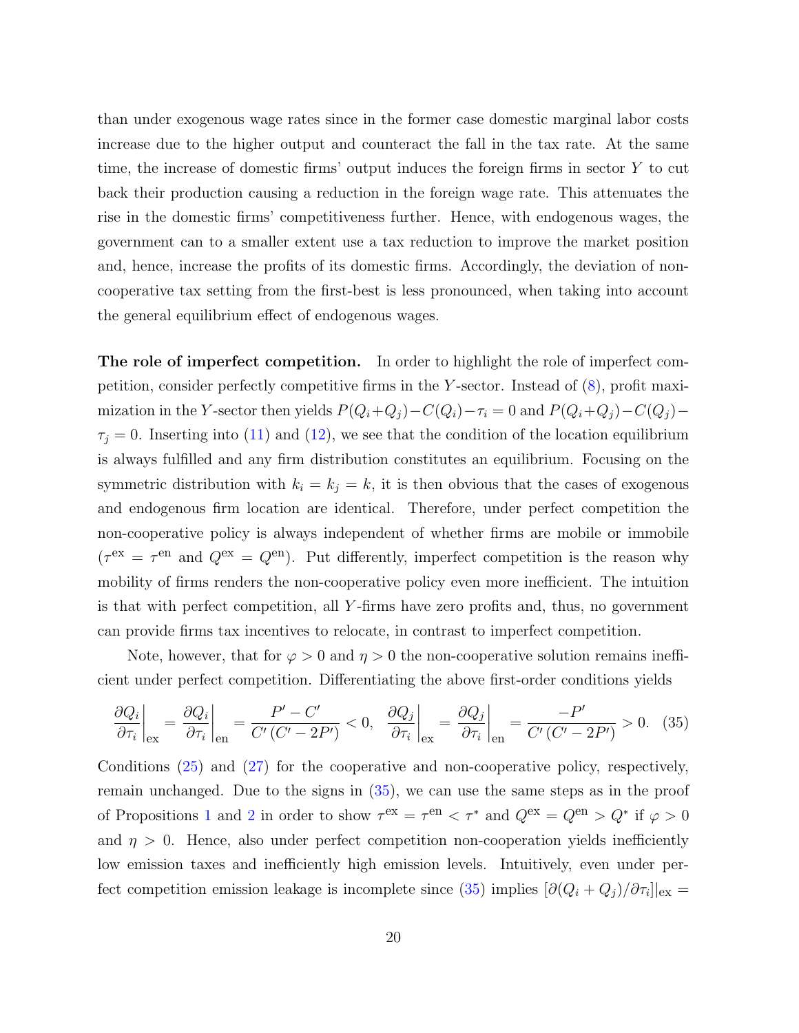than under exogenous wage rates since in the former case domestic marginal labor costs increase due to the higher output and counteract the fall in the tax rate. At the same time, the increase of domestic firms' output induces the foreign firms in sector $Y$ to cut back their production causing a reduction in the foreign wage rate. This attenuates the rise in the domestic firms' competitiveness further. Hence, with endogenous wages, the government can to a smaller extent use a tax reduction to improve the market position and, hence, increase the profits of its domestic firms. Accordingly, the deviation of non-cooperative tax setting from the first-best is less pronounced, when taking into account the general equilibrium effect of endogenous wages.

**The role of imperfect competition.** In order to highlight the role of imperfect competition, consider perfectly competitive firms in the $Y$-sector. Instead of (8), profit maximization in the $Y$-sector then yields $P(Q_i+Q_j)-C(Q_i)-\tau_i = 0$ and $P(Q_i+Q_j)-C(Q_j)-\tau_j = 0$. Inserting into (11) and (12), we see that the condition of the location equilibrium is always fulfilled and any firm distribution constitutes an equilibrium. Focusing on the symmetric distribution with $k_i = k_j = k$, it is then obvious that the cases of exogenous and endogenous firm location are identical. Therefore, under perfect competition the non-cooperative policy is always independent of whether firms are mobile or immobile ($\tau^{\text{ex}} = \tau^{\text{en}}$ and $Q^{\text{ex}} = Q^{\text{en}}$). Put differently, imperfect competition is the reason why mobility of firms renders the non-cooperative policy even more inefficient. The intuition is that with perfect competition, all $Y$-firms have zero profits and, thus, no government can provide firms tax incentives to relocate, in contrast to imperfect competition.

Note, however, that for $\varphi > 0$ and $\eta > 0$ the non-cooperative solution remains inefficient under perfect competition. Differentiating the above first-order conditions yields

$$\left.\frac{\partial Q_i}{\partial \tau_i}\right|_{\text{ex}} = \left.\frac{\partial Q_i}{\partial \tau_i}\right|_{\text{en}} = \frac{P' - C'}{C'\,(C' - 2P')} < 0, \quad \left.\frac{\partial Q_j}{\partial \tau_i}\right|_{\text{ex}} = \left.\frac{\partial Q_j}{\partial \tau_i}\right|_{\text{en}} = \frac{-P'}{C'\,(C' - 2P')} > 0. \quad (35)$$

Conditions (25) and (27) for the cooperative and non-cooperative policy, respectively, remain unchanged. Due to the signs in (35), we can use the same steps as in the proof of Propositions 1 and 2 in order to show $\tau^{\text{ex}} = \tau^{\text{en}} < \tau^*$ and $Q^{\text{ex}} = Q^{\text{en}} > Q^*$ if $\varphi > 0$ and $\eta > 0$. Hence, also under perfect competition non-cooperation yields inefficiently low emission taxes and inefficiently high emission levels. Intuitively, even under perfect competition emission leakage is incomplete since (35) implies $[\partial(Q_i + Q_j)/\partial\tau_i]|_{\text{ex}} =$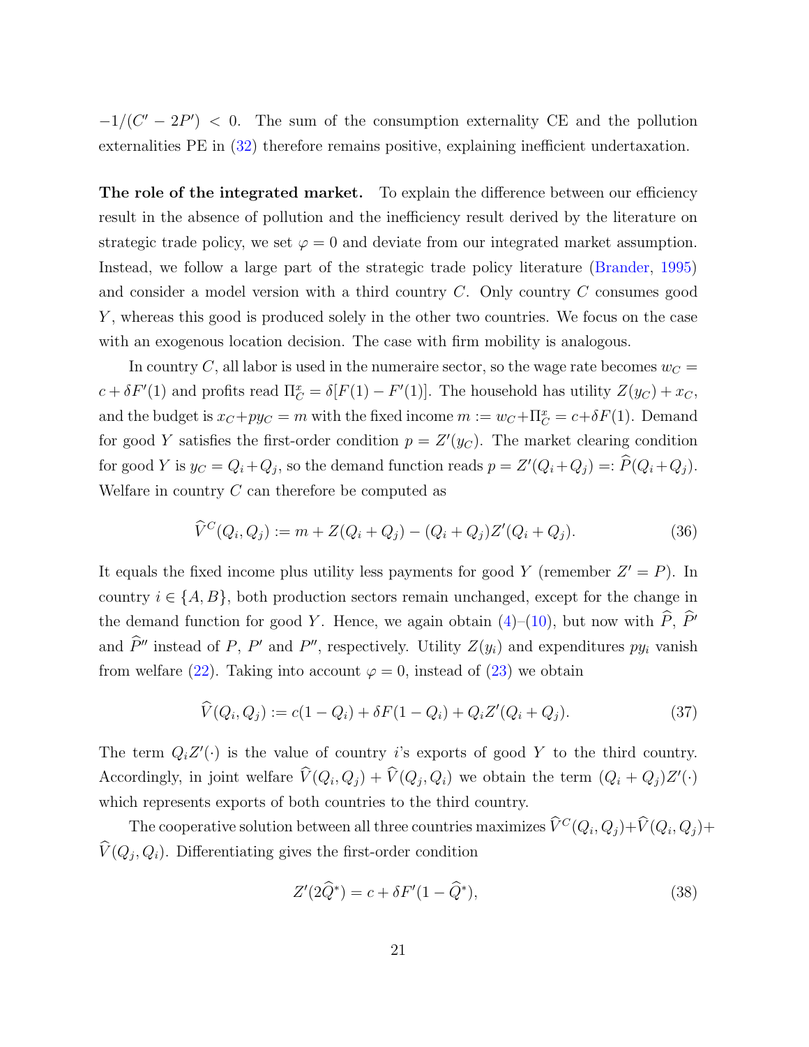$-1/(C' - 2P') < 0$. The sum of the consumption externality CE and the pollution externalities PE in (32) therefore remains positive, explaining inefficient undertaxation.

**The role of the integrated market.** To explain the difference between our efficiency result in the absence of pollution and the inefficiency result derived by the literature on strategic trade policy, we set $\varphi = 0$ and deviate from our integrated market assumption. Instead, we follow a large part of the strategic trade policy literature (Brander, 1995) and consider a model version with a third country $C$. Only country $C$ consumes good $Y$, whereas this good is produced solely in the other two countries. We focus on the case with an exogenous location decision. The case with firm mobility is analogous.

In country $C$, all labor is used in the numeraire sector, so the wage rate becomes $w_C = c + \delta F'(1)$ and profits read $\Pi_C^x = \delta[F(1) - F'(1)]$. The household has utility $Z(y_C) + x_C$, and the budget is $x_C + p y_C = m$ with the fixed income $m := w_C + \Pi_C^x = c + \delta F(1)$. Demand for good $Y$ satisfies the first-order condition $p = Z'(y_C)$. The market clearing condition for good $Y$ is $y_C = Q_i + Q_j$, so the demand function reads $p = Z'(Q_i + Q_j) =: \widehat{P}(Q_i + Q_j)$. Welfare in country $C$ can therefore be computed as

$$\widehat{V}^C(Q_i, Q_j) := m + Z(Q_i + Q_j) - (Q_i + Q_j)Z'(Q_i + Q_j). \tag{36}$$

It equals the fixed income plus utility less payments for good $Y$ (remember $Z' = P$). In country $i \in \{A, B\}$, both production sectors remain unchanged, except for the change in the demand function for good $Y$. Hence, we again obtain (4)–(10), but now with $\widehat{P}$, $\widehat{P}'$ and $\widehat{P}''$ instead of $P$, $P'$ and $P''$, respectively. Utility $Z(y_i)$ and expenditures $p y_i$ vanish from welfare (22). Taking into account $\varphi = 0$, instead of (23) we obtain

$$\widehat{V}(Q_i, Q_j) := c(1 - Q_i) + \delta F(1 - Q_i) + Q_i Z'(Q_i + Q_j). \tag{37}$$

The term $Q_i Z'(\cdot)$ is the value of country $i$'s exports of good $Y$ to the third country. Accordingly, in joint welfare $\widehat{V}(Q_i, Q_j) + \widehat{V}(Q_j, Q_i)$ we obtain the term $(Q_i + Q_j)Z'(\cdot)$ which represents exports of both countries to the third country.

The cooperative solution between all three countries maximizes $\widehat{V}^C(Q_i, Q_j) + \widehat{V}(Q_i, Q_j) + \widehat{V}(Q_j, Q_i)$. Differentiating gives the first-order condition

$$Z'(2\widehat{Q}^*) = c + \delta F'(1 - \widehat{Q}^*), \tag{38}$$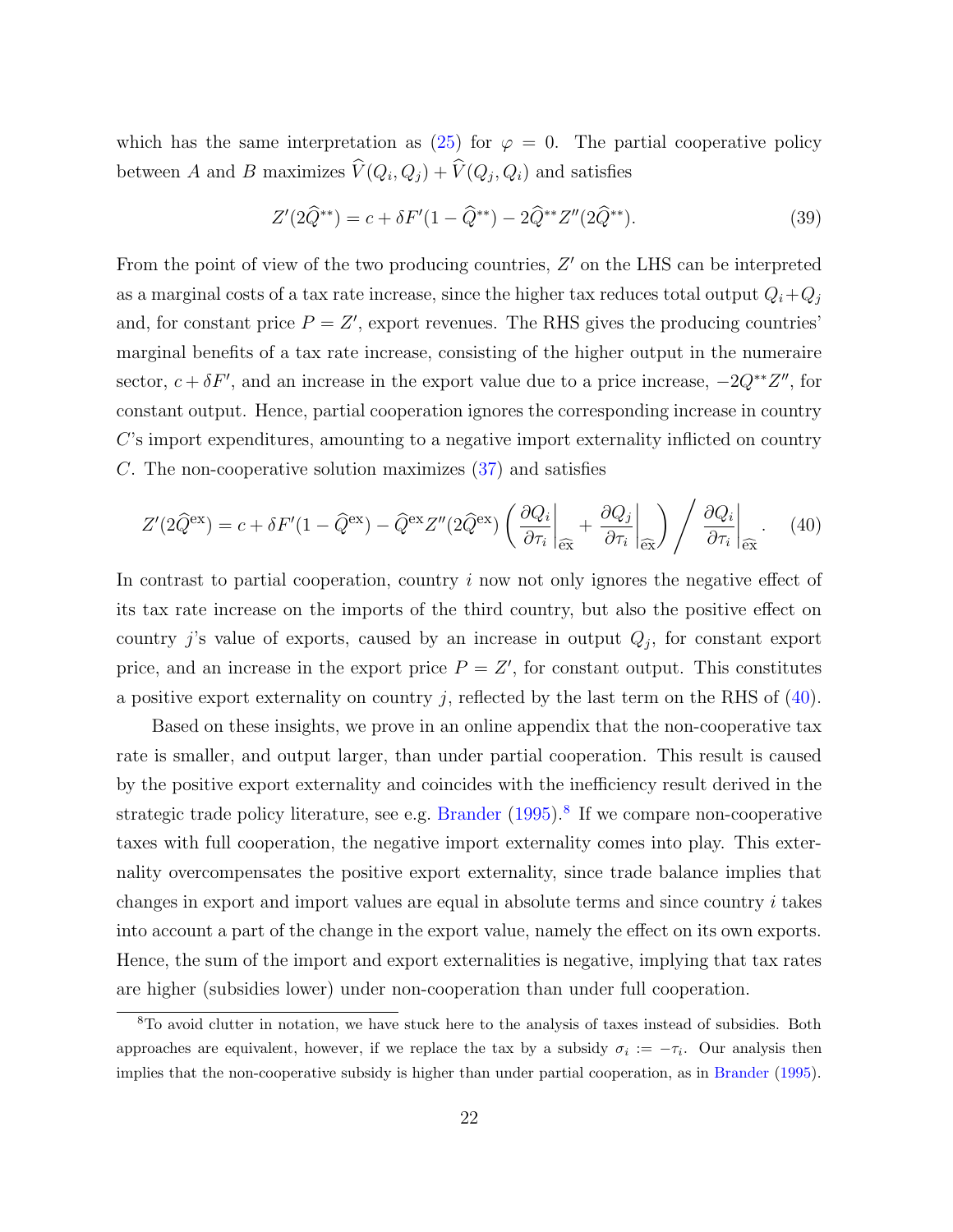which has the same interpretation as (25) for $\varphi = 0$. The partial cooperative policy between $A$ and $B$ maximizes $\widehat{V}(Q_i, Q_j) + \widehat{V}(Q_j, Q_i)$ and satisfies

$$Z'(2\widehat{Q}^{**}) = c + \delta F'(1 - \widehat{Q}^{**}) - 2\widehat{Q}^{**} Z''(2\widehat{Q}^{**}). \tag{39}$$

From the point of view of the two producing countries, $Z'$ on the LHS can be interpreted as a marginal costs of a tax rate increase, since the higher tax reduces total output $Q_i + Q_j$ and, for constant price $P = Z'$, export revenues. The RHS gives the producing countries' marginal benefits of a tax rate increase, consisting of the higher output in the numeraire sector, $c + \delta F'$, and an increase in the export value due to a price increase, $-2Q^{**}Z''$, for constant output. Hence, partial cooperation ignores the corresponding increase in country $C$'s import expenditures, amounting to a negative import externality inflicted on country $C$. The non-cooperative solution maximizes (37) and satisfies

$$Z'(2\widehat{Q}^{\text{ex}}) = c + \delta F'(1 - \widehat{Q}^{\text{ex}}) - \widehat{Q}^{\text{ex}} Z''(2\widehat{Q}^{\text{ex}}) \left( \left.\frac{\partial Q_i}{\partial \tau_i}\right|_{\widehat{\text{ex}}} + \left.\frac{\partial Q_j}{\partial \tau_i}\right|_{\widehat{\text{ex}}} \right) \Bigg/ \left.\frac{\partial Q_i}{\partial \tau_i}\right|_{\widehat{\text{ex}}}. \tag{40}$$

In contrast to partial cooperation, country $i$ now not only ignores the negative effect of its tax rate increase on the imports of the third country, but also the positive effect on country $j$'s value of exports, caused by an increase in output $Q_j$, for constant export price, and an increase in the export price $P = Z'$, for constant output. This constitutes a positive export externality on country $j$, reflected by the last term on the RHS of (40).

Based on these insights, we prove in an online appendix that the non-cooperative tax rate is smaller, and output larger, than under partial cooperation. This result is caused by the positive export externality and coincides with the inefficiency result derived in the strategic trade policy literature, see e.g. Brander (1995).[8] If we compare non-cooperative taxes with full cooperation, the negative import externality comes into play. This externality overcompensates the positive export externality, since trade balance implies that changes in export and import values are equal in absolute terms and since country $i$ takes into account a part of the change in the export value, namely the effect on its own exports. Hence, the sum of the import and export externalities is negative, implying that tax rates are higher (subsidies lower) under non-cooperation than under full cooperation.

[8] To avoid clutter in notation, we have stuck here to the analysis of taxes instead of subsidies. Both approaches are equivalent, however, if we replace the tax by a subsidy $\sigma_i := -\tau_i$. Our analysis then implies that the non-cooperative subsidy is higher than under partial cooperation, as in Brander (1995).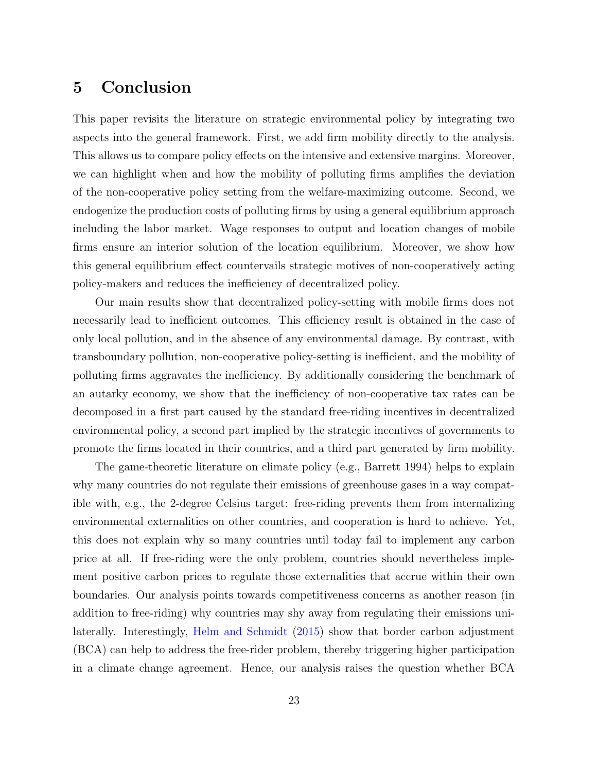# 5 Conclusion

This paper revisits the literature on strategic environmental policy by integrating two aspects into the general framework. First, we add firm mobility directly to the analysis. This allows us to compare policy effects on the intensive and extensive margins. Moreover, we can highlight when and how the mobility of polluting firms amplifies the deviation of the non-cooperative policy setting from the welfare-maximizing outcome. Second, we endogenize the production costs of polluting firms by using a general equilibrium approach including the labor market. Wage responses to output and location changes of mobile firms ensure an interior solution of the location equilibrium. Moreover, we show how this general equilibrium effect countervails strategic motives of non-cooperatively acting policy-makers and reduces the inefficiency of decentralized policy.

Our main results show that decentralized policy-setting with mobile firms does not necessarily lead to inefficient outcomes. This efficiency result is obtained in the case of only local pollution, and in the absence of any environmental damage. By contrast, with transboundary pollution, non-cooperative policy-setting is inefficient, and the mobility of polluting firms aggravates the inefficiency. By additionally considering the benchmark of an autarky economy, we show that the inefficiency of non-cooperative tax rates can be decomposed in a first part caused by the standard free-riding incentives in decentralized environmental policy, a second part implied by the strategic incentives of governments to promote the firms located in their countries, and a third part generated by firm mobility.

The game-theoretic literature on climate policy (e.g., Barrett 1994) helps to explain why many countries do not regulate their emissions of greenhouse gases in a way compatible with, e.g., the 2-degree Celsius target: free-riding prevents them from internalizing environmental externalities on other countries, and cooperation is hard to achieve. Yet, this does not explain why so many countries until today fail to implement any carbon price at all. If free-riding were the only problem, countries should nevertheless implement positive carbon prices to regulate those externalities that accrue within their own boundaries. Our analysis points towards competitiveness concerns as another reason (in addition to free-riding) why countries may shy away from regulating their emissions unilaterally. Interestingly, Helm and Schmidt (2015) show that border carbon adjustment (BCA) can help to address the free-rider problem, thereby triggering higher participation in a climate change agreement. Hence, our analysis raises the question whether BCA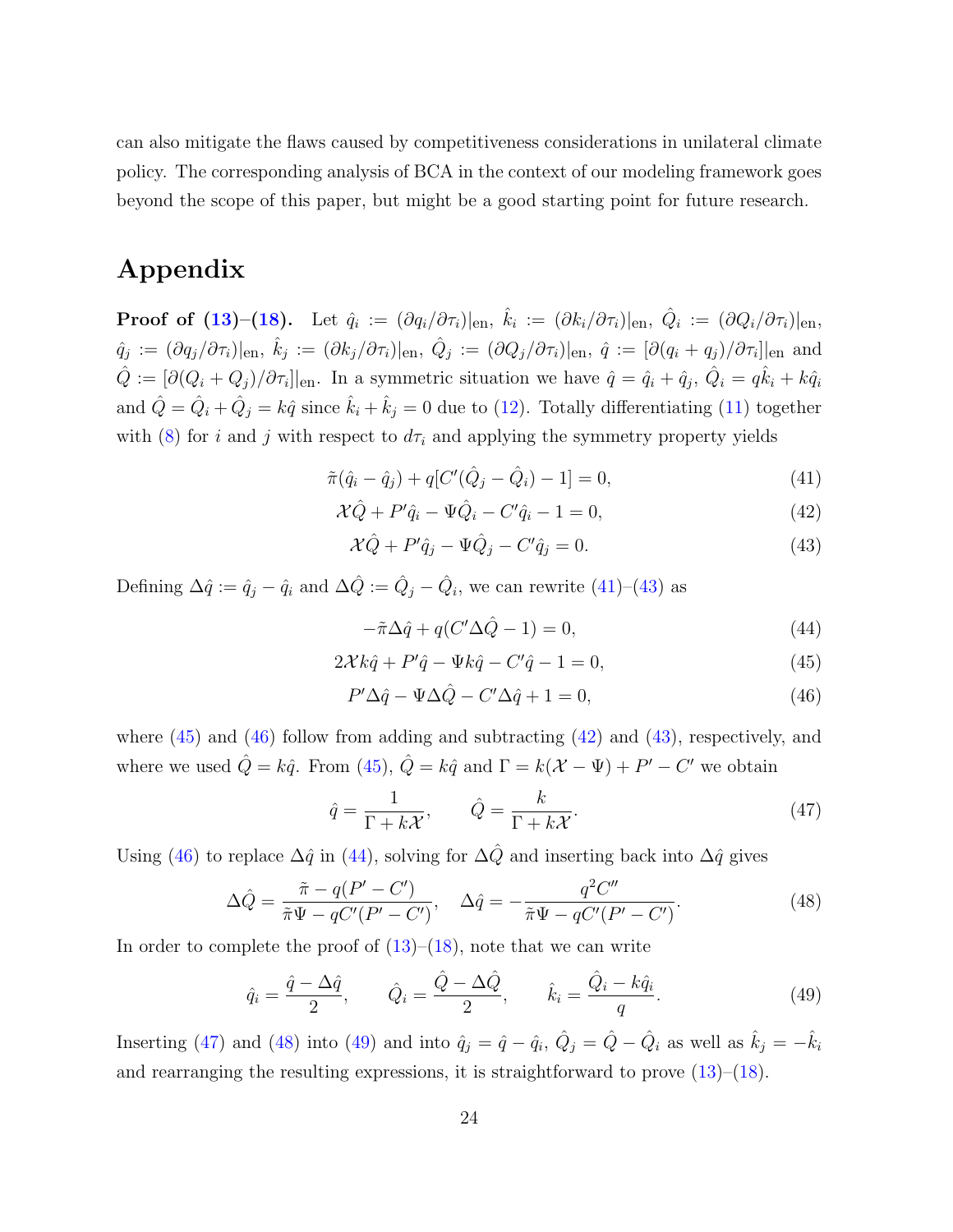can also mitigate the flaws caused by competitiveness considerations in unilateral climate policy. The corresponding analysis of BCA in the context of our modeling framework goes beyond the scope of this paper, but might be a good starting point for future research.

# Appendix

**Proof of (13)–(18).** Let $\hat{q}_i := (\partial q_i/\partial \tau_i)|_{\text{en}}$, $\hat{k}_i := (\partial k_i/\partial \tau_i)|_{\text{en}}$, $\hat{Q}_i := (\partial Q_i/\partial \tau_i)|_{\text{en}}$, $\hat{q}_j := (\partial q_j/\partial \tau_i)|_{\text{en}}$, $\hat{k}_j := (\partial k_j/\partial \tau_i)|_{\text{en}}$, $\hat{Q}_j := (\partial Q_j/\partial \tau_i)|_{\text{en}}$, $\hat{q} := [\partial(q_i + q_j)/\partial \tau_i]|_{\text{en}}$ and $\hat{Q} := [\partial(Q_i + Q_j)/\partial \tau_i]|_{\text{en}}$. In a symmetric situation we have $\hat{q} = \hat{q}_i + \hat{q}_j$, $\hat{Q}_i = q\hat{k}_i + k\hat{q}_i$ and $\hat{Q} = \hat{Q}_i + \hat{Q}_j = k\hat{q}$ since $\hat{k}_i + \hat{k}_j = 0$ due to (12). Totally differentiating (11) together with (8) for $i$ and $j$ with respect to $d\tau_i$ and applying the symmetry property yields

$$\tilde{\pi}(\hat{q}_i - \hat{q}_j) + q[C'(\hat{Q}_j - \hat{Q}_i) - 1] = 0, \tag{41}$$

$$\mathcal{X}\hat{Q} + P'\hat{q}_i - \Psi\hat{Q}_i - C'\hat{q}_i - 1 = 0, \tag{42}$$

$$\mathcal{X}\hat{Q} + P'\hat{q}_j - \Psi\hat{Q}_j - C'\hat{q}_j = 0. \tag{43}$$

Defining $\Delta\hat{q} := \hat{q}_j - \hat{q}_i$ and $\Delta\hat{Q} := \hat{Q}_j - \hat{Q}_i$, we can rewrite (41)–(43) as

$$-\tilde{\pi}\Delta\hat{q} + q(C'\Delta\hat{Q} - 1) = 0, \tag{44}$$

$$2\mathcal{X}k\hat{q} + P'\hat{q} - \Psi k\hat{q} - C'\hat{q} - 1 = 0, \tag{45}$$

$$P'\Delta\hat{q} - \Psi\Delta\hat{Q} - C'\Delta\hat{q} + 1 = 0, \tag{46}$$

where (45) and (46) follow from adding and subtracting (42) and (43), respectively, and where we used $\hat{Q} = k\hat{q}$. From (45), $\hat{Q} = k\hat{q}$ and $\Gamma = k(\mathcal{X} - \Psi) + P' - C'$ we obtain

$$\hat{q} = \frac{1}{\Gamma + k\mathcal{X}}, \qquad \hat{Q} = \frac{k}{\Gamma + k\mathcal{X}}. \tag{47}$$

Using (46) to replace $\Delta\hat{q}$ in (44), solving for $\Delta\hat{Q}$ and inserting back into $\Delta\hat{q}$ gives

$$\Delta\hat{Q} = \frac{\tilde{\pi} - q(P' - C')}{\tilde{\pi}\Psi - qC'(P' - C')}, \quad \Delta\hat{q} = -\frac{q^2 C''}{\tilde{\pi}\Psi - qC'(P' - C')}. \tag{48}$$

In order to complete the proof of (13)–(18), note that we can write

$$\hat{q}_i = \frac{\hat{q} - \Delta\hat{q}}{2}, \qquad \hat{Q}_i = \frac{\hat{Q} - \Delta\hat{Q}}{2}, \qquad \hat{k}_i = \frac{\hat{Q}_i - k\hat{q}_i}{q}. \tag{49}$$

Inserting (47) and (48) into (49) and into $\hat{q}_j = \hat{q} - \hat{q}_i$, $\hat{Q}_j = \hat{Q} - \hat{Q}_i$ as well as $\hat{k}_j = -\hat{k}_i$ and rearranging the resulting expressions, it is straightforward to prove (13)–(18).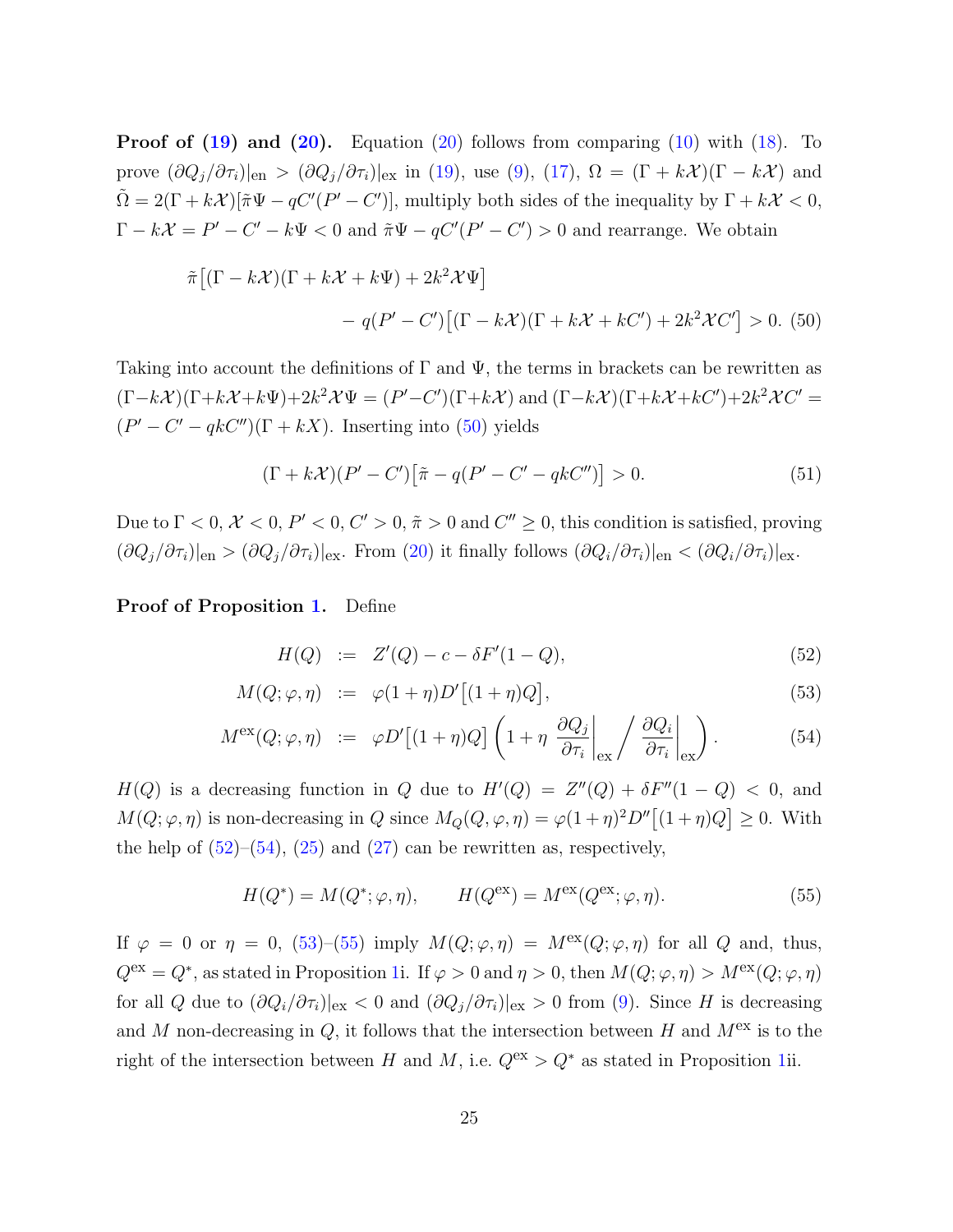**Proof of (19) and (20).** Equation (20) follows from comparing (10) with (18). To prove $(\partial Q_j/\partial \tau_i)|_{\text{en}} > (\partial Q_j/\partial \tau_i)|_{\text{ex}}$ in (19), use (9), (17), $\Omega = (\Gamma + k\mathcal{X})(\Gamma - k\mathcal{X})$ and $\tilde{\Omega} = 2(\Gamma + k\mathcal{X})[\tilde{\pi}\Psi - qC'(P' - C')]$, multiply both sides of the inequality by $\Gamma + k\mathcal{X} < 0$, $\Gamma - k\mathcal{X} = P' - C' - k\Psi < 0$ and $\tilde{\pi}\Psi - qC'(P' - C') > 0$ and rearrange. We obtain

$$\tilde{\pi}\big[(\Gamma - k\mathcal{X})(\Gamma + k\mathcal{X} + k\Psi) + 2k^2\mathcal{X}\Psi\big] \\ - q(P' - C')\big[(\Gamma - k\mathcal{X})(\Gamma + k\mathcal{X} + kC') + 2k^2\mathcal{X}C'\big] > 0. \quad (50)$$

Taking into account the definitions of $\Gamma$ and $\Psi$, the terms in brackets can be rewritten as $(\Gamma - k\mathcal{X})(\Gamma + k\mathcal{X} + k\Psi) + 2k^2\mathcal{X}\Psi = (P' - C')(\Gamma + k\mathcal{X})$ and $(\Gamma - k\mathcal{X})(\Gamma + k\mathcal{X} + kC') + 2k^2\mathcal{X}C' = (P' - C' - qkC'')(\Gamma + kX)$. Inserting into (50) yields

$$(\Gamma + k\mathcal{X})(P' - C')\big[\tilde{\pi} - q(P' - C' - qkC'')\big] > 0. \quad (51)$$

Due to $\Gamma < 0$, $\mathcal{X} < 0$, $P' < 0$, $C' > 0$, $\tilde{\pi} > 0$ and $C'' \geq 0$, this condition is satisfied, proving $(\partial Q_j/\partial \tau_i)|_{\text{en}} > (\partial Q_j/\partial \tau_i)|_{\text{ex}}$. From (20) it finally follows $(\partial Q_i/\partial \tau_i)|_{\text{en}} < (\partial Q_i/\partial \tau_i)|_{\text{ex}}$.

**Proof of Proposition 1.** Define

$$H(Q) := Z'(Q) - c - \delta F'(1 - Q), \quad (52)$$

$$M(Q; \varphi, \eta) := \varphi(1 + \eta)D'\big[(1 + \eta)Q\big], \quad (53)$$

$$M^{\text{ex}}(Q; \varphi, \eta) := \varphi D'\big[(1 + \eta)Q\big]\left(1 + \eta \left.\frac{\partial Q_j}{\partial \tau_i}\right|_{\text{ex}} \Big/ \left.\frac{\partial Q_i}{\partial \tau_i}\right|_{\text{ex}}\right). \quad (54)$$

$H(Q)$ is a decreasing function in $Q$ due to $H'(Q) = Z''(Q) + \delta F''(1 - Q) < 0$, and $M(Q; \varphi, \eta)$ is non-decreasing in $Q$ since $M_Q(Q, \varphi, \eta) = \varphi(1 + \eta)^2 D''\big[(1 + \eta)Q\big] \geq 0$. With the help of (52)–(54), (25) and (27) can be rewritten as, respectively,

$$H(Q^*) = M(Q^*; \varphi, \eta), \qquad H(Q^{\text{ex}}) = M^{\text{ex}}(Q^{\text{ex}}; \varphi, \eta). \quad (55)$$

If $\varphi = 0$ or $\eta = 0$, (53)–(55) imply $M(Q; \varphi, \eta) = M^{\text{ex}}(Q; \varphi, \eta)$ for all $Q$ and, thus, $Q^{\text{ex}} = Q^*$, as stated in Proposition 1i. If $\varphi > 0$ and $\eta > 0$, then $M(Q; \varphi, \eta) > M^{\text{ex}}(Q; \varphi, \eta)$ for all $Q$ due to $(\partial Q_i/\partial \tau_i)|_{\text{ex}} < 0$ and $(\partial Q_j/\partial \tau_i)|_{\text{ex}} > 0$ from (9). Since $H$ is decreasing and $M$ non-decreasing in $Q$, it follows that the intersection between $H$ and $M^{\text{ex}}$ is to the right of the intersection between $H$ and $M$, i.e. $Q^{\text{ex}} > Q^*$ as stated in Proposition 1ii.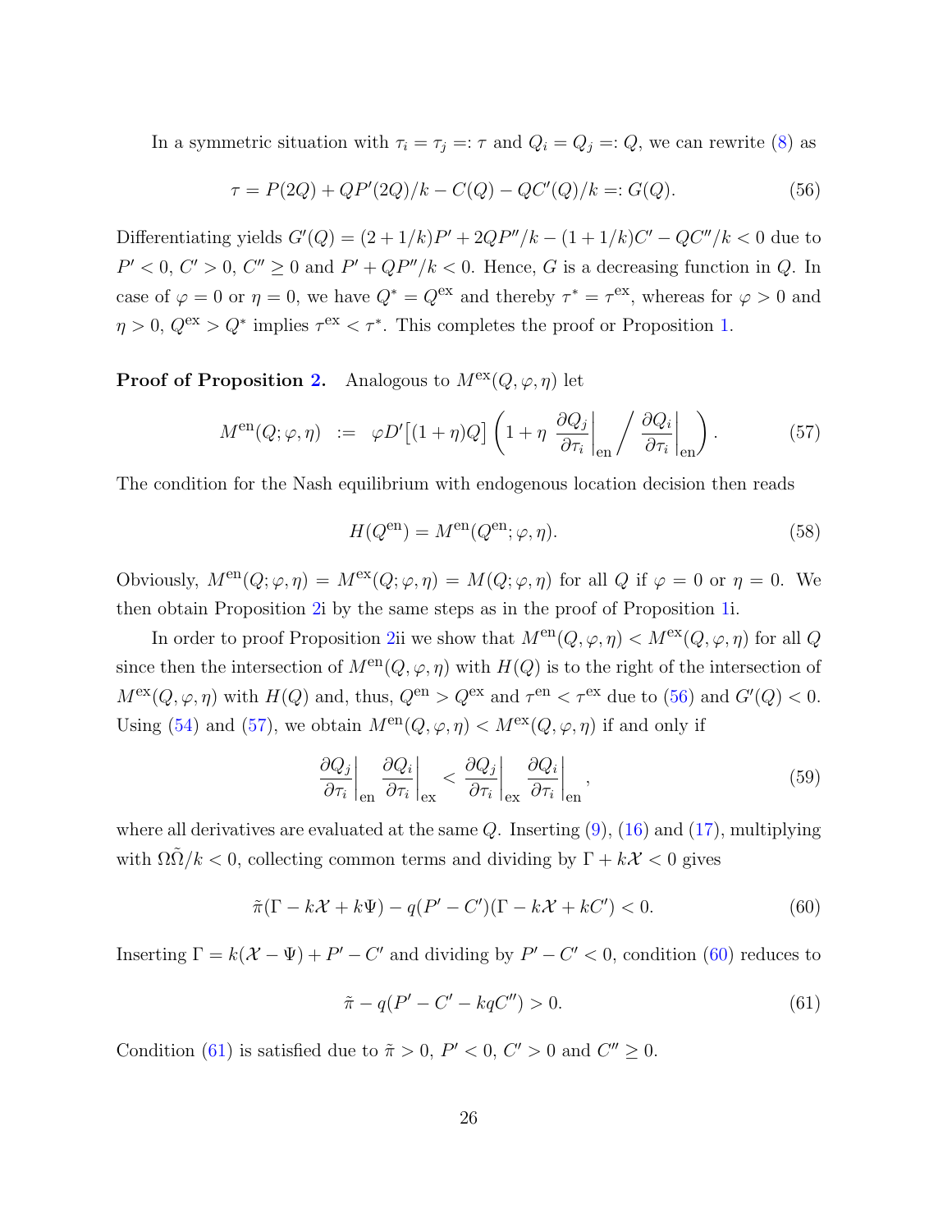In a symmetric situation with $\tau_i = \tau_j =: \tau$ and $Q_i = Q_j =: Q$, we can rewrite (8) as

$$\tau = P(2Q) + QP'(2Q)/k - C(Q) - QC'(Q)/k =: G(Q). \tag{56}$$

Differentiating yields $G'(Q) = (2 + 1/k)P' + 2QP''/k - (1 + 1/k)C' - QC''/k < 0$ due to $P' < 0$, $C' > 0$, $C'' \geq 0$ and $P' + QP''/k < 0$. Hence, $G$ is a decreasing function in $Q$. In case of $\varphi = 0$ or $\eta = 0$, we have $Q^* = Q^{\text{ex}}$ and thereby $\tau^* = \tau^{\text{ex}}$, whereas for $\varphi > 0$ and $\eta > 0$, $Q^{\text{ex}} > Q^*$ implies $\tau^{\text{ex}} < \tau^*$. This completes the proof or Proposition 1.

**Proof of Proposition 2.** Analogous to $M^{\text{ex}}(Q, \varphi, \eta)$ let

$$M^{\text{en}}(Q; \varphi, \eta) \;\; := \;\; \varphi D'\big[(1+\eta)Q\big] \left(1 + \eta \left.\frac{\partial Q_j}{\partial \tau_i}\right|_{\text{en}} \Big/ \left.\frac{\partial Q_i}{\partial \tau_i}\right|_{\text{en}}\right). \tag{57}$$

The condition for the Nash equilibrium with endogenous location decision then reads

$$H(Q^{\text{en}}) = M^{\text{en}}(Q^{\text{en}}; \varphi, \eta). \tag{58}$$

Obviously, $M^{\text{en}}(Q; \varphi, \eta) = M^{\text{ex}}(Q; \varphi, \eta) = M(Q; \varphi, \eta)$ for all $Q$ if $\varphi = 0$ or $\eta = 0$. We then obtain Proposition 2i by the same steps as in the proof of Proposition 1i.

In order to proof Proposition 2ii we show that $M^{\text{en}}(Q, \varphi, \eta) < M^{\text{ex}}(Q, \varphi, \eta)$ for all $Q$ since then the intersection of $M^{\text{en}}(Q, \varphi, \eta)$ with $H(Q)$ is to the right of the intersection of $M^{\text{ex}}(Q, \varphi, \eta)$ with $H(Q)$ and, thus, $Q^{\text{en}} > Q^{\text{ex}}$ and $\tau^{\text{en}} < \tau^{\text{ex}}$ due to (56) and $G'(Q) < 0$. Using (54) and (57), we obtain $M^{\text{en}}(Q, \varphi, \eta) < M^{\text{ex}}(Q, \varphi, \eta)$ if and only if

$$\left.\frac{\partial Q_j}{\partial \tau_i}\right|_{\text{en}} \left.\frac{\partial Q_i}{\partial \tau_i}\right|_{\text{ex}} < \left.\frac{\partial Q_j}{\partial \tau_i}\right|_{\text{ex}} \left.\frac{\partial Q_i}{\partial \tau_i}\right|_{\text{en}}, \tag{59}$$

where all derivatives are evaluated at the same $Q$. Inserting (9), (16) and (17), multiplying with $\Omega\tilde{\Omega}/k < 0$, collecting common terms and dividing by $\Gamma + k\mathcal{X} < 0$ gives

$$\tilde{\pi}(\Gamma - k\mathcal{X} + k\Psi) - q(P' - C')(\Gamma - k\mathcal{X} + kC') < 0. \tag{60}$$

Inserting $\Gamma = k(\mathcal{X} - \Psi) + P' - C'$ and dividing by $P' - C' < 0$, condition (60) reduces to

$$\tilde{\pi} - q(P' - C' - kqC'') > 0. \tag{61}$$

Condition (61) is satisfied due to $\tilde{\pi} > 0$, $P' < 0$, $C' > 0$ and $C'' \geq 0$.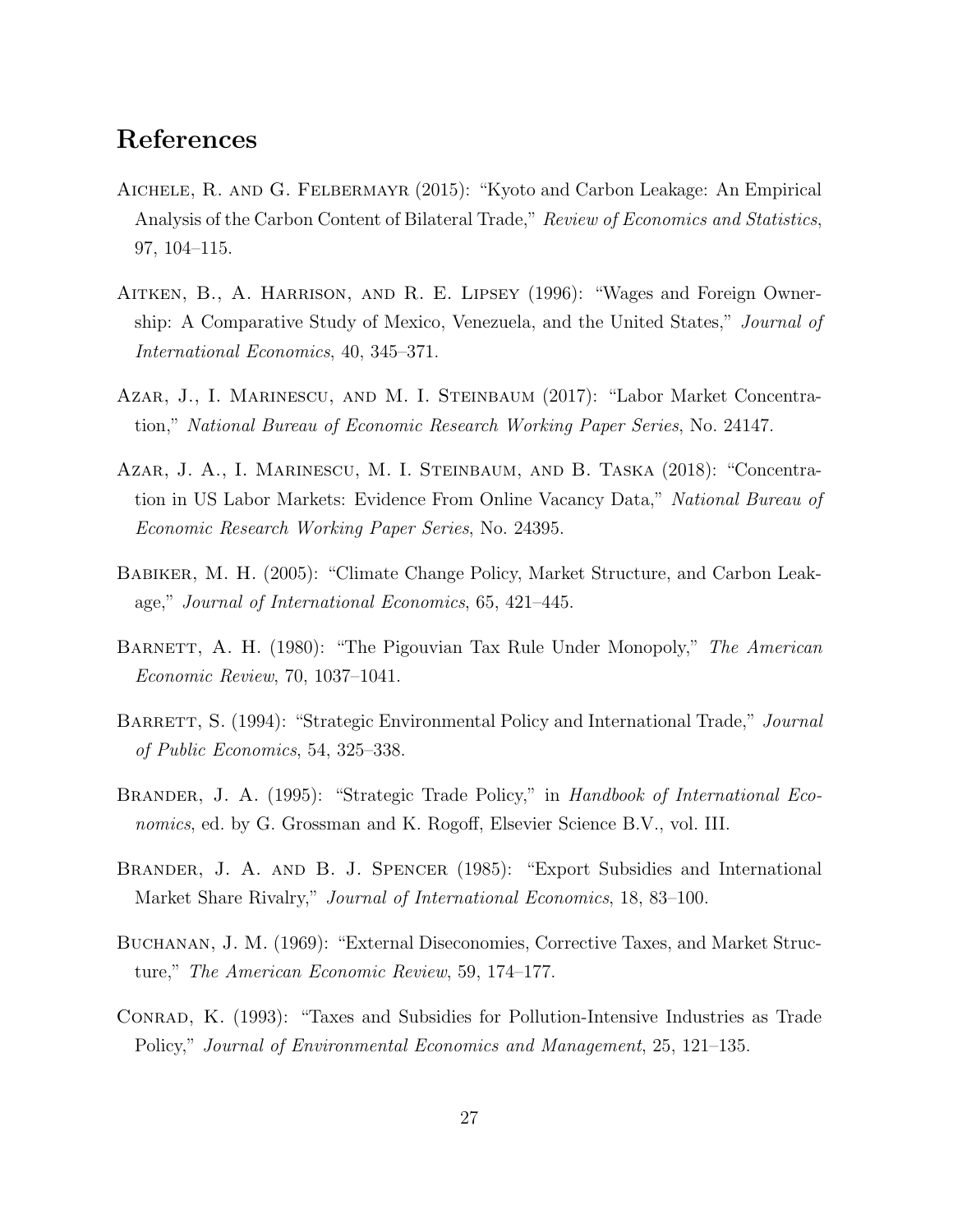## References

Aichele, R. and G. Felbermayr (2015): "Kyoto and Carbon Leakage: An Empirical Analysis of the Carbon Content of Bilateral Trade," *Review of Economics and Statistics*, 97, 104–115.

Aitken, B., A. Harrison, and R. E. Lipsey (1996): "Wages and Foreign Ownership: A Comparative Study of Mexico, Venezuela, and the United States," *Journal of International Economics*, 40, 345–371.

Azar, J., I. Marinescu, and M. I. Steinbaum (2017): "Labor Market Concentration," *National Bureau of Economic Research Working Paper Series*, No. 24147.

Azar, J. A., I. Marinescu, M. I. Steinbaum, and B. Taska (2018): "Concentration in US Labor Markets: Evidence From Online Vacancy Data," *National Bureau of Economic Research Working Paper Series*, No. 24395.

Babiker, M. H. (2005): "Climate Change Policy, Market Structure, and Carbon Leakage," *Journal of International Economics*, 65, 421–445.

Barnett, A. H. (1980): "The Pigouvian Tax Rule Under Monopoly," *The American Economic Review*, 70, 1037–1041.

Barrett, S. (1994): "Strategic Environmental Policy and International Trade," *Journal of Public Economics*, 54, 325–338.

Brander, J. A. (1995): "Strategic Trade Policy," in *Handbook of International Economics*, ed. by G. Grossman and K. Rogoff, Elsevier Science B.V., vol. III.

Brander, J. A. and B. J. Spencer (1985): "Export Subsidies and International Market Share Rivalry," *Journal of International Economics*, 18, 83–100.

Buchanan, J. M. (1969): "External Diseconomies, Corrective Taxes, and Market Structure," *The American Economic Review*, 59, 174–177.

Conrad, K. (1993): "Taxes and Subsidies for Pollution-Intensive Industries as Trade Policy," *Journal of Environmental Economics and Management*, 25, 121–135.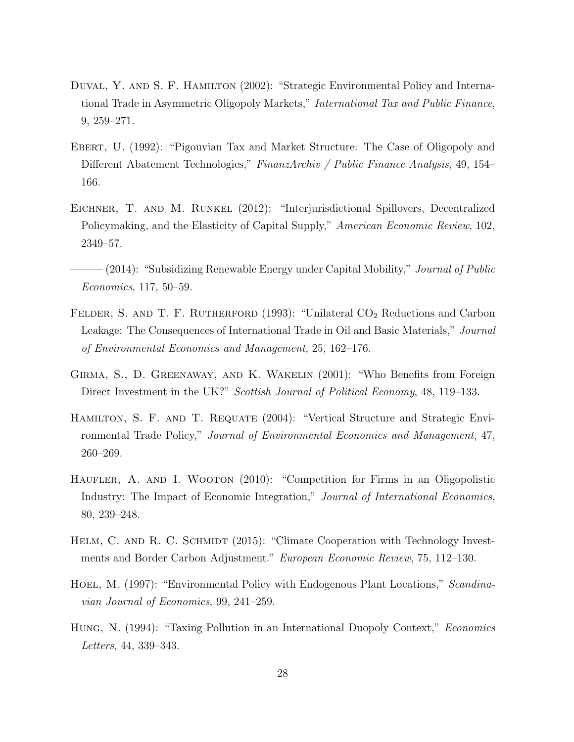Duval, Y. and S. F. Hamilton (2002): "Strategic Environmental Policy and International Trade in Asymmetric Oligopoly Markets," *International Tax and Public Finance*, 9, 259–271.

Ebert, U. (1992): "Pigouvian Tax and Market Structure: The Case of Oligopoly and Different Abatement Technologies," *FinanzArchiv / Public Finance Analysis*, 49, 154–166.

Eichner, T. and M. Runkel (2012): "Interjurisdictional Spillovers, Decentralized Policymaking, and the Elasticity of Capital Supply," *American Economic Review*, 102, 2349–57.

——— (2014): "Subsidizing Renewable Energy under Capital Mobility," *Journal of Public Economics*, 117, 50–59.

Felder, S. and T. F. Rutherford (1993): "Unilateral $CO_2$ Reductions and Carbon Leakage: The Consequences of International Trade in Oil and Basic Materials," *Journal of Environmental Economics and Management*, 25, 162–176.

Girma, S., D. Greenaway, and K. Wakelin (2001): "Who Benefits from Foreign Direct Investment in the UK?" *Scottish Journal of Political Economy*, 48, 119–133.

Hamilton, S. F. and T. Requate (2004): "Vertical Structure and Strategic Environmental Trade Policy," *Journal of Environmental Economics and Management*, 47, 260–269.

Haufler, A. and I. Wooton (2010): "Competition for Firms in an Oligopolistic Industry: The Impact of Economic Integration," *Journal of International Economics*, 80, 239–248.

Helm, C. and R. C. Schmidt (2015): "Climate Cooperation with Technology Investments and Border Carbon Adjustment." *European Economic Review*, 75, 112–130.

Hoel, M. (1997): "Environmental Policy with Endogenous Plant Locations," *Scandinavian Journal of Economics*, 99, 241–259.

Hung, N. (1994): "Taxing Pollution in an International Duopoly Context," *Economics Letters*, 44, 339–343.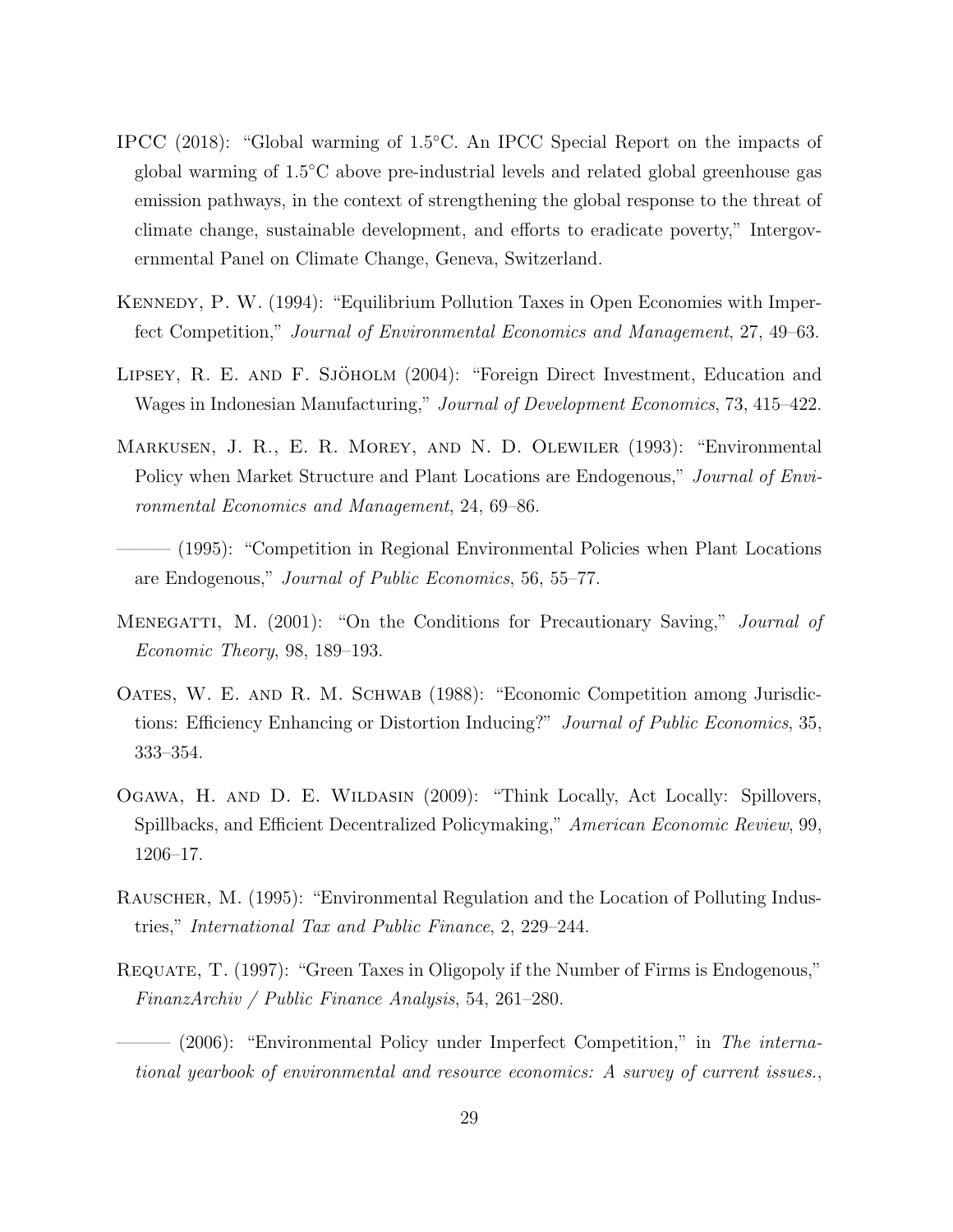IPCC (2018): "Global warming of 1.5°C. An IPCC Special Report on the impacts of global warming of 1.5°C above pre-industrial levels and related global greenhouse gas emission pathways, in the context of strengthening the global response to the threat of climate change, sustainable development, and efforts to eradicate poverty," Intergovernmental Panel on Climate Change, Geneva, Switzerland.

Kennedy, P. W. (1994): "Equilibrium Pollution Taxes in Open Economies with Imperfect Competition," *Journal of Environmental Economics and Management*, 27, 49–63.

Lipsey, R. E. and F. Sjöholm (2004): "Foreign Direct Investment, Education and Wages in Indonesian Manufacturing," *Journal of Development Economics*, 73, 415–422.

Markusen, J. R., E. R. Morey, and N. D. Olewiler (1993): "Environmental Policy when Market Structure and Plant Locations are Endogenous," *Journal of Environmental Economics and Management*, 24, 69–86.

——— (1995): "Competition in Regional Environmental Policies when Plant Locations are Endogenous," *Journal of Public Economics*, 56, 55–77.

Menegatti, M. (2001): "On the Conditions for Precautionary Saving," *Journal of Economic Theory*, 98, 189–193.

Oates, W. E. and R. M. Schwab (1988): "Economic Competition among Jurisdictions: Efficiency Enhancing or Distortion Inducing?" *Journal of Public Economics*, 35, 333–354.

Ogawa, H. and D. E. Wildasin (2009): "Think Locally, Act Locally: Spillovers, Spillbacks, and Efficient Decentralized Policymaking," *American Economic Review*, 99, 1206–17.

Rauscher, M. (1995): "Environmental Regulation and the Location of Polluting Industries," *International Tax and Public Finance*, 2, 229–244.

Requate, T. (1997): "Green Taxes in Oligopoly if the Number of Firms is Endogenous," *FinanzArchiv / Public Finance Analysis*, 54, 261–280.

——— (2006): "Environmental Policy under Imperfect Competition," in *The international yearbook of environmental and resource economics: A survey of current issues.*,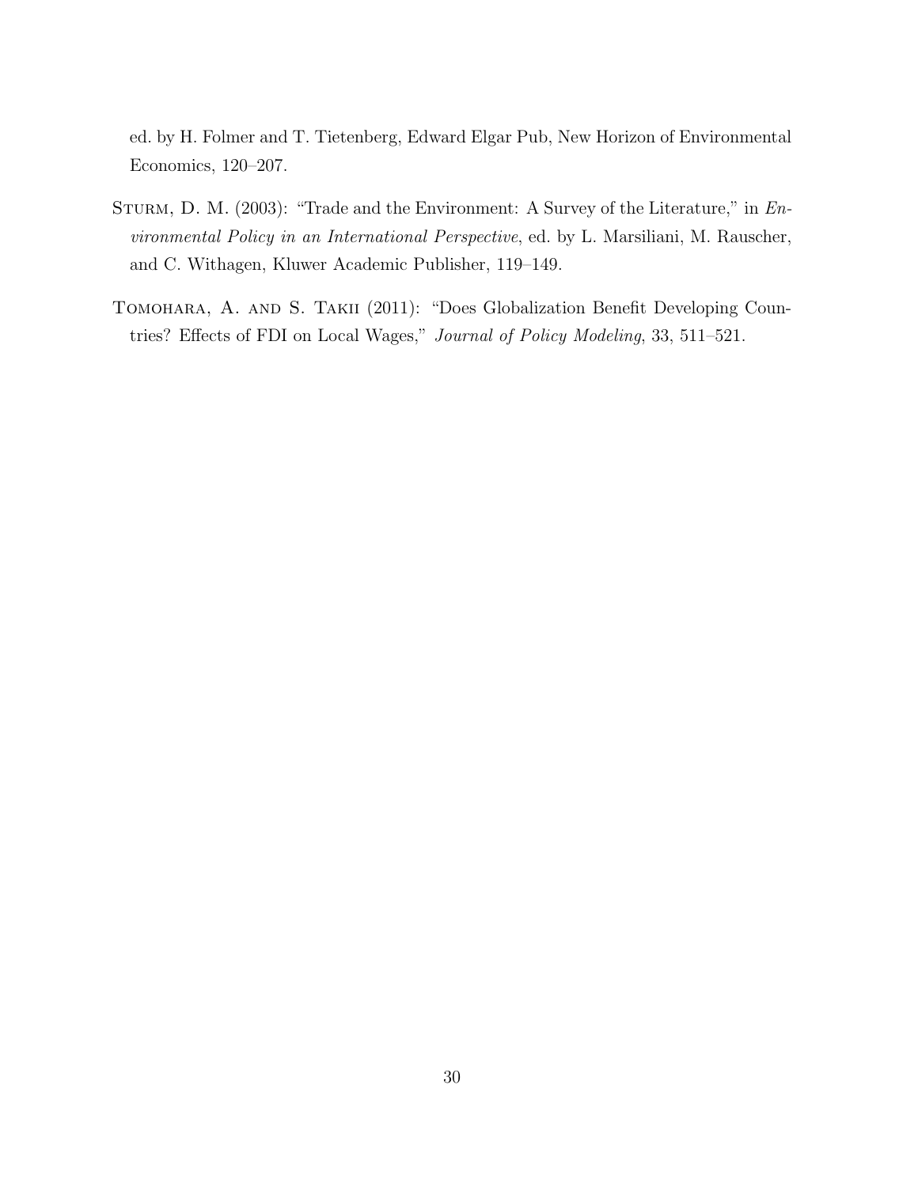ed. by H. Folmer and T. Tietenberg, Edward Elgar Pub, New Horizon of Environmental Economics, 120–207.

Sturm, D. M. (2003): "Trade and the Environment: A Survey of the Literature," in *Environmental Policy in an International Perspective*, ed. by L. Marsiliani, M. Rauscher, and C. Withagen, Kluwer Academic Publisher, 119–149.

Tomohara, A. and S. Takii (2011): "Does Globalization Benefit Developing Countries? Effects of FDI on Local Wages," *Journal of Policy Modeling*, 33, 511–521.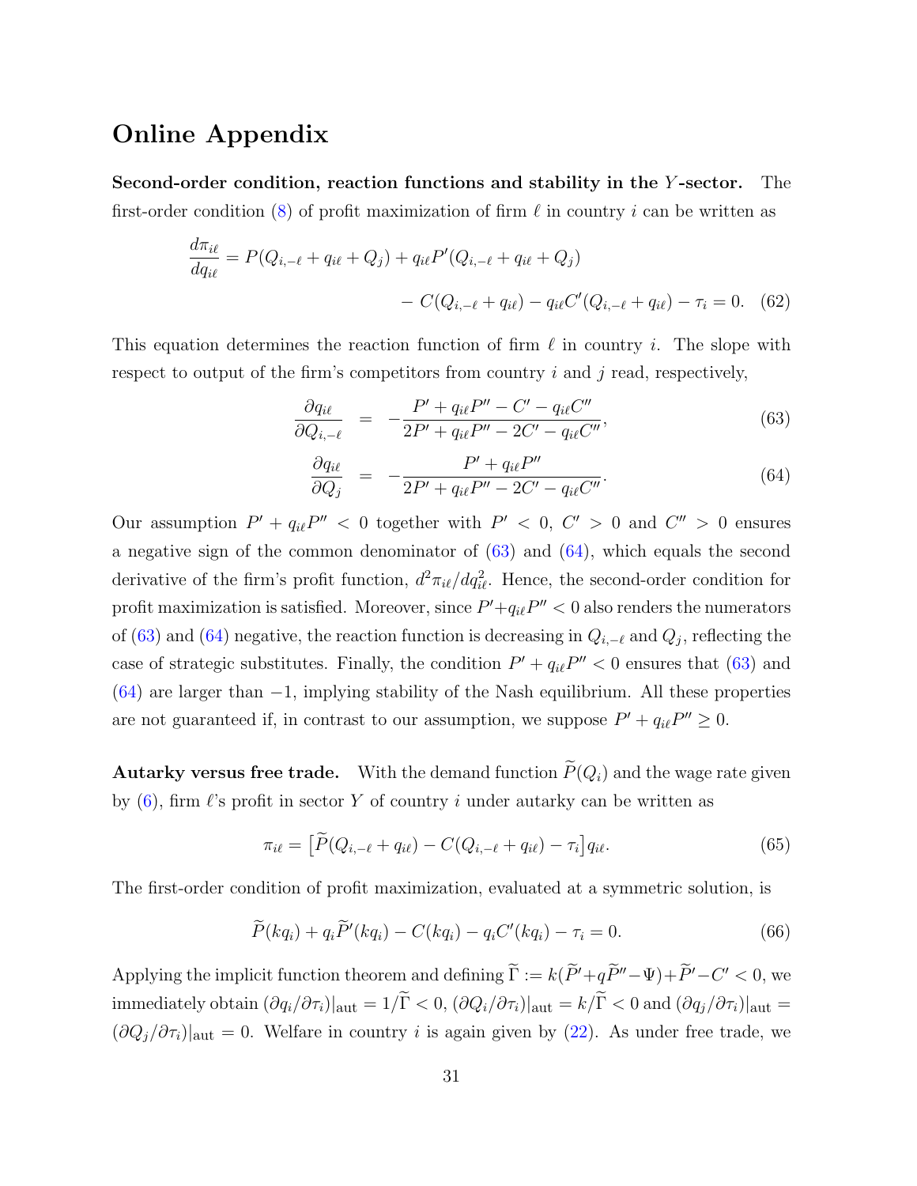# Online Appendix

**Second-order condition, reaction functions and stability in the $Y$-sector.** The first-order condition (8) of profit maximization of firm $\ell$ in country $i$ can be written as

$$\frac{d\pi_{i\ell}}{dq_{i\ell}} = P(Q_{i,-\ell} + q_{i\ell} + Q_j) + q_{i\ell}P'(Q_{i,-\ell} + q_{i\ell} + Q_j) - C(Q_{i,-\ell} + q_{i\ell}) - q_{i\ell}C'(Q_{i,-\ell} + q_{i\ell}) - \tau_i = 0. \quad (62)$$

This equation determines the reaction function of firm $\ell$ in country $i$. The slope with respect to output of the firm's competitors from country $i$ and $j$ read, respectively,

$$\frac{\partial q_{i\ell}}{\partial Q_{i,-\ell}} = -\frac{P' + q_{i\ell}P'' - C' - q_{i\ell}C''}{2P' + q_{i\ell}P'' - 2C' - q_{i\ell}C''}, \quad (63)$$

$$\frac{\partial q_{i\ell}}{\partial Q_j} = -\frac{P' + q_{i\ell}P''}{2P' + q_{i\ell}P'' - 2C' - q_{i\ell}C''}. \quad (64)$$

Our assumption $P' + q_{i\ell}P'' < 0$ together with $P' < 0$, $C' > 0$ and $C'' > 0$ ensures a negative sign of the common denominator of (63) and (64), which equals the second derivative of the firm's profit function, $d^2\pi_{i\ell}/dq_{i\ell}^2$. Hence, the second-order condition for profit maximization is satisfied. Moreover, since $P' + q_{i\ell}P'' < 0$ also renders the numerators of (63) and (64) negative, the reaction function is decreasing in $Q_{i,-\ell}$ and $Q_j$, reflecting the case of strategic substitutes. Finally, the condition $P' + q_{i\ell}P'' < 0$ ensures that (63) and (64) are larger than $-1$, implying stability of the Nash equilibrium. All these properties are not guaranteed if, in contrast to our assumption, we suppose $P' + q_{i\ell}P'' \geq 0$.

**Autarky versus free trade.** With the demand function $\widetilde{P}(Q_i)$ and the wage rate given by (6), firm $\ell$'s profit in sector $Y$ of country $i$ under autarky can be written as

$$\pi_{i\ell} = \left[\widetilde{P}(Q_{i,-\ell} + q_{i\ell}) - C(Q_{i,-\ell} + q_{i\ell}) - \tau_i\right]q_{i\ell}. \quad (65)$$

The first-order condition of profit maximization, evaluated at a symmetric solution, is

$$\widetilde{P}(kq_i) + q_i\widetilde{P}'(kq_i) - C(kq_i) - q_iC'(kq_i) - \tau_i = 0. \quad (66)$$

Applying the implicit function theorem and defining $\widetilde{\Gamma} := k(\widetilde{P}' + q\widetilde{P}'' - \Psi) + \widetilde{P}' - C' < 0$, we immediately obtain $(\partial q_i/\partial\tau_i)|_{\text{aut}} = 1/\widetilde{\Gamma} < 0$, $(\partial Q_i/\partial\tau_i)|_{\text{aut}} = k/\widetilde{\Gamma} < 0$ and $(\partial q_j/\partial\tau_i)|_{\text{aut}} = (\partial Q_j/\partial\tau_i)|_{\text{aut}} = 0$. Welfare in country $i$ is again given by (22). As under free trade, we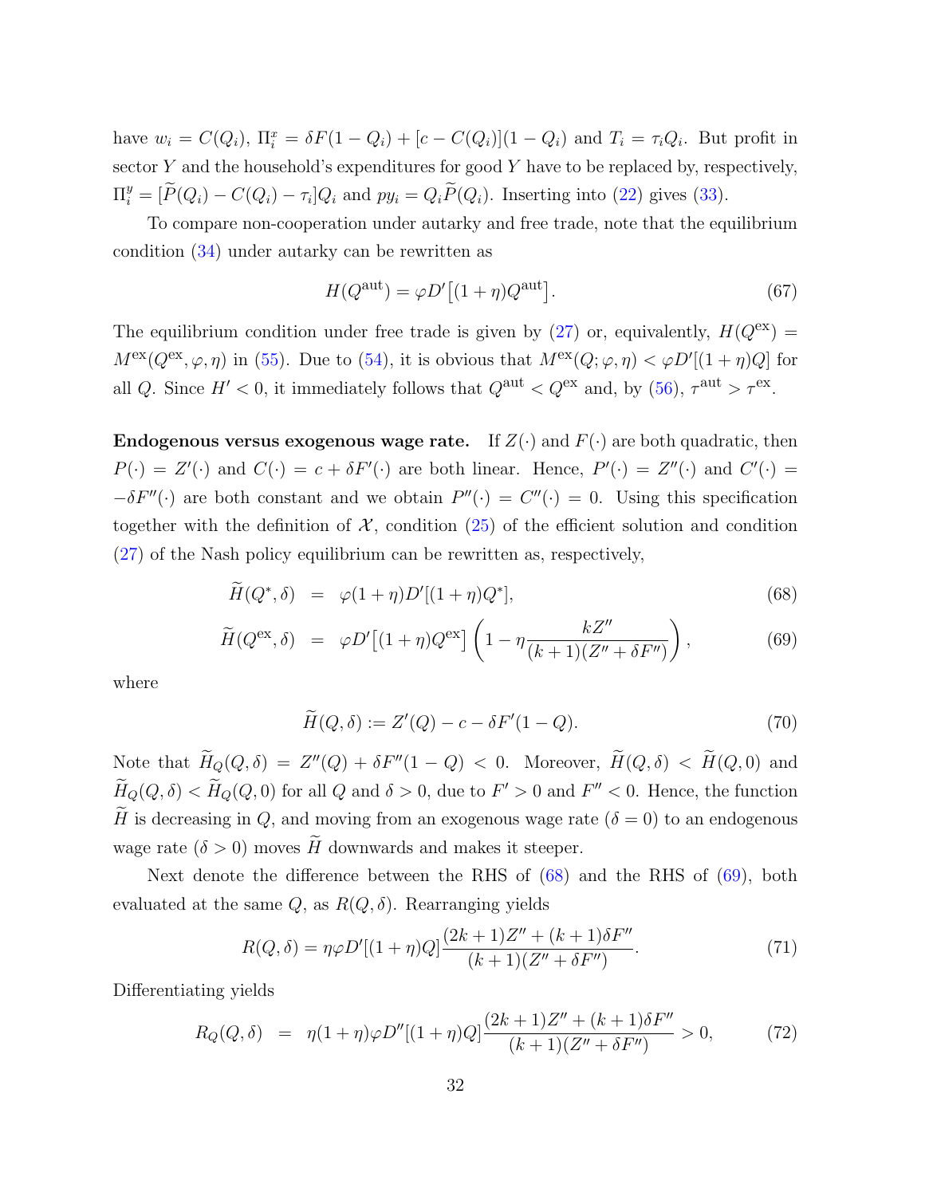have $w_i = C(Q_i)$, $\Pi_i^x = \delta F(1 - Q_i) + [c - C(Q_i)](1 - Q_i)$ and $T_i = \tau_i Q_i$. But profit in sector $Y$ and the household's expenditures for good $Y$ have to be replaced by, respectively, $\Pi_i^y = [\widetilde{P}(Q_i) - C(Q_i) - \tau_i]Q_i$ and $py_i = Q_i \widetilde{P}(Q_i)$. Inserting into (22) gives (33).

To compare non-cooperation under autarky and free trade, note that the equilibrium condition (34) under autarky can be rewritten as

$$H(Q^{\text{aut}}) = \varphi D'\big[(1+\eta)Q^{\text{aut}}\big]. \tag{67}$$

The equilibrium condition under free trade is given by (27) or, equivalently, $H(Q^{\text{ex}}) = M^{\text{ex}}(Q^{\text{ex}}, \varphi, \eta)$ in (55). Due to (54), it is obvious that $M^{\text{ex}}(Q; \varphi, \eta) < \varphi D'[(1+\eta)Q]$ for all $Q$. Since $H' < 0$, it immediately follows that $Q^{\text{aut}} < Q^{\text{ex}}$ and, by (56), $\tau^{\text{aut}} > \tau^{\text{ex}}$.

**Endogenous versus exogenous wage rate.** If $Z(\cdot)$ and $F(\cdot)$ are both quadratic, then $P(\cdot) = Z'(\cdot)$ and $C(\cdot) = c + \delta F'(\cdot)$ are both linear. Hence, $P'(\cdot) = Z''(\cdot)$ and $C'(\cdot) = -\delta F''(\cdot)$ are both constant and we obtain $P''(\cdot) = C''(\cdot) = 0$. Using this specification together with the definition of $\mathcal{X}$, condition (25) of the efficient solution and condition (27) of the Nash policy equilibrium can be rewritten as, respectively,

$$\widetilde{H}(Q^*, \delta) = \varphi(1+\eta)D'[(1+\eta)Q^*], \tag{68}$$

$$\widetilde{H}(Q^{\text{ex}}, \delta) = \varphi D'\big[(1+\eta)Q^{\text{ex}}\big]\left(1 - \eta\frac{kZ''}{(k+1)(Z'' + \delta F'')}\right), \tag{69}$$

where

$$\widetilde{H}(Q, \delta) := Z'(Q) - c - \delta F'(1 - Q). \tag{70}$$

Note that $\widetilde{H}_Q(Q, \delta) = Z''(Q) + \delta F''(1 - Q) < 0$. Moreover, $\widetilde{H}(Q, \delta) < \widetilde{H}(Q, 0)$ and $\widetilde{H}_Q(Q, \delta) < \widetilde{H}_Q(Q, 0)$ for all $Q$ and $\delta > 0$, due to $F' > 0$ and $F'' < 0$. Hence, the function $\widetilde{H}$ is decreasing in $Q$, and moving from an exogenous wage rate ($\delta = 0$) to an endogenous wage rate ($\delta > 0$) moves $\widetilde{H}$ downwards and makes it steeper.

Next denote the difference between the RHS of (68) and the RHS of (69), both evaluated at the same $Q$, as $R(Q, \delta)$. Rearranging yields

$$R(Q, \delta) = \eta\varphi D'[(1+\eta)Q]\frac{(2k+1)Z'' + (k+1)\delta F''}{(k+1)(Z'' + \delta F'')}. \tag{71}$$

Differentiating yields

$$R_Q(Q, \delta) = \eta(1+\eta)\varphi D''[(1+\eta)Q]\frac{(2k+1)Z'' + (k+1)\delta F''}{(k+1)(Z'' + \delta F'')} > 0, \tag{72}$$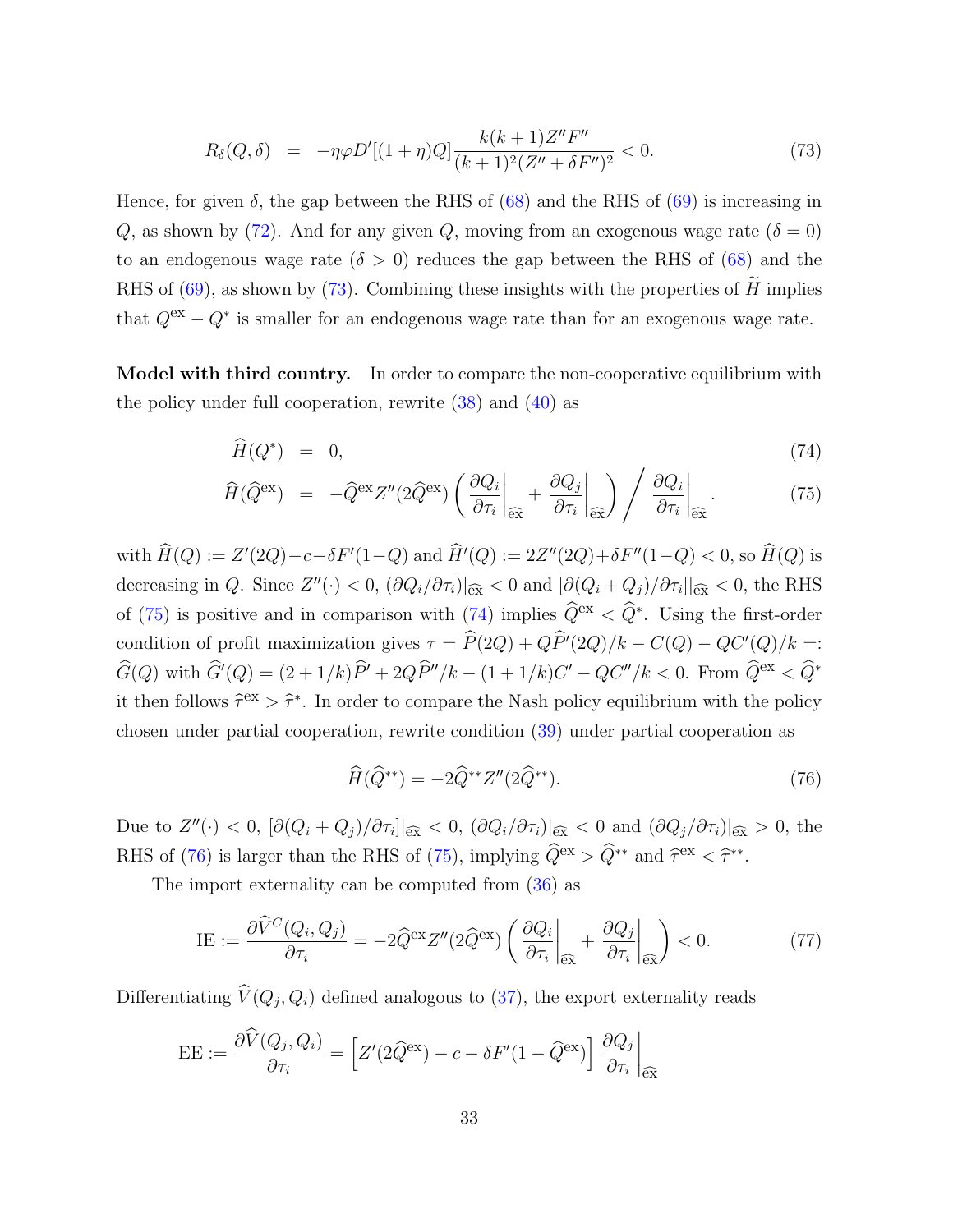$$R_\delta(Q,\delta) \;\; = \;\; -\eta\varphi D'[(1+\eta)Q]\frac{k(k+1)Z''F''}{(k+1)^2(Z''+\delta F'')^2} < 0. \tag{73}$$

Hence, for given $\delta$, the gap between the RHS of (68) and the RHS of (69) is increasing in $Q$, as shown by (72). And for any given $Q$, moving from an exogenous wage rate ($\delta = 0$) to an endogenous wage rate ($\delta > 0$) reduces the gap between the RHS of (68) and the RHS of (69), as shown by (73). Combining these insights with the properties of $\widetilde{H}$ implies that $Q^{\text{ex}} - Q^*$ is smaller for an endogenous wage rate than for an exogenous wage rate.

**Model with third country.** In order to compare the non-cooperative equilibrium with the policy under full cooperation, rewrite (38) and (40) as

$$\widehat{H}(Q^*) \;\; = \;\; 0, \tag{74}$$

$$\widehat{H}(\widehat{Q}^{\text{ex}}) \;\; = \;\; -\widehat{Q}^{\text{ex}}Z''(2\widehat{Q}^{\text{ex}})\left(\left.\frac{\partial Q_i}{\partial \tau_i}\right|_{\widehat{\text{ex}}} + \left.\frac{\partial Q_j}{\partial \tau_i}\right|_{\widehat{\text{ex}}}\right) \Bigg/ \left.\frac{\partial Q_i}{\partial \tau_i}\right|_{\widehat{\text{ex}}}. \tag{75}$$

with $\widehat{H}(Q) := Z'(2Q) - c - \delta F'(1-Q)$ and $\widehat{H}'(Q) := 2Z''(2Q) + \delta F''(1-Q) < 0$, so $\widehat{H}(Q)$ is decreasing in $Q$. Since $Z''(\cdot) < 0$, $(\partial Q_i/\partial \tau_i)|_{\widehat{\text{ex}}} < 0$ and $[\partial(Q_i+Q_j)/\partial \tau_i]|_{\widehat{\text{ex}}} < 0$, the RHS of (75) is positive and in comparison with (74) implies $\widehat{Q}^{\text{ex}} < \widehat{Q}^*$. Using the first-order condition of profit maximization gives $\tau = \widehat{P}(2Q) + Q\widehat{P}'(2Q)/k - C(Q) - QC'(Q)/k =: \widehat{G}(Q)$ with $\widehat{G}'(Q) = (2+1/k)\widehat{P}' + 2Q\widehat{P}''/k - (1+1/k)C' - QC''/k < 0$. From $\widehat{Q}^{\text{ex}} < \widehat{Q}^*$ it then follows $\widehat{\tau}^{\text{ex}} > \widehat{\tau}^*$. In order to compare the Nash policy equilibrium with the policy chosen under partial cooperation, rewrite condition (39) under partial cooperation as

$$\widehat{H}(\widehat{Q}^{**}) = -2\widehat{Q}^{**}Z''(2\widehat{Q}^{**}). \tag{76}$$

Due to $Z''(\cdot) < 0$, $[\partial(Q_i+Q_j)/\partial \tau_i]|_{\widehat{\text{ex}}} < 0$, $(\partial Q_i/\partial \tau_i)|_{\widehat{\text{ex}}} < 0$ and $(\partial Q_j/\partial \tau_i)|_{\widehat{\text{ex}}} > 0$, the RHS of (76) is larger than the RHS of (75), implying $\widehat{Q}^{\text{ex}} > \widehat{Q}^{**}$ and $\widehat{\tau}^{\text{ex}} < \widehat{\tau}^{**}$.

The import externality can be computed from (36) as

$$\text{IE} := \frac{\partial \widehat{V}^C(Q_i,Q_j)}{\partial \tau_i} = -2\widehat{Q}^{\text{ex}}Z''(2\widehat{Q}^{\text{ex}})\left(\left.\frac{\partial Q_i}{\partial \tau_i}\right|_{\widehat{\text{ex}}} + \left.\frac{\partial Q_j}{\partial \tau_i}\right|_{\widehat{\text{ex}}}\right) < 0. \tag{77}$$

Differentiating $\widehat{V}(Q_j,Q_i)$ defined analogous to (37), the export externality reads

$$\text{EE} := \frac{\partial \widehat{V}(Q_j,Q_i)}{\partial \tau_i} = \left[Z'(2\widehat{Q}^{\text{ex}}) - c - \delta F'(1-\widehat{Q}^{\text{ex}})\right]\left.\frac{\partial Q_j}{\partial \tau_i}\right|_{\widehat{\text{ex}}}$$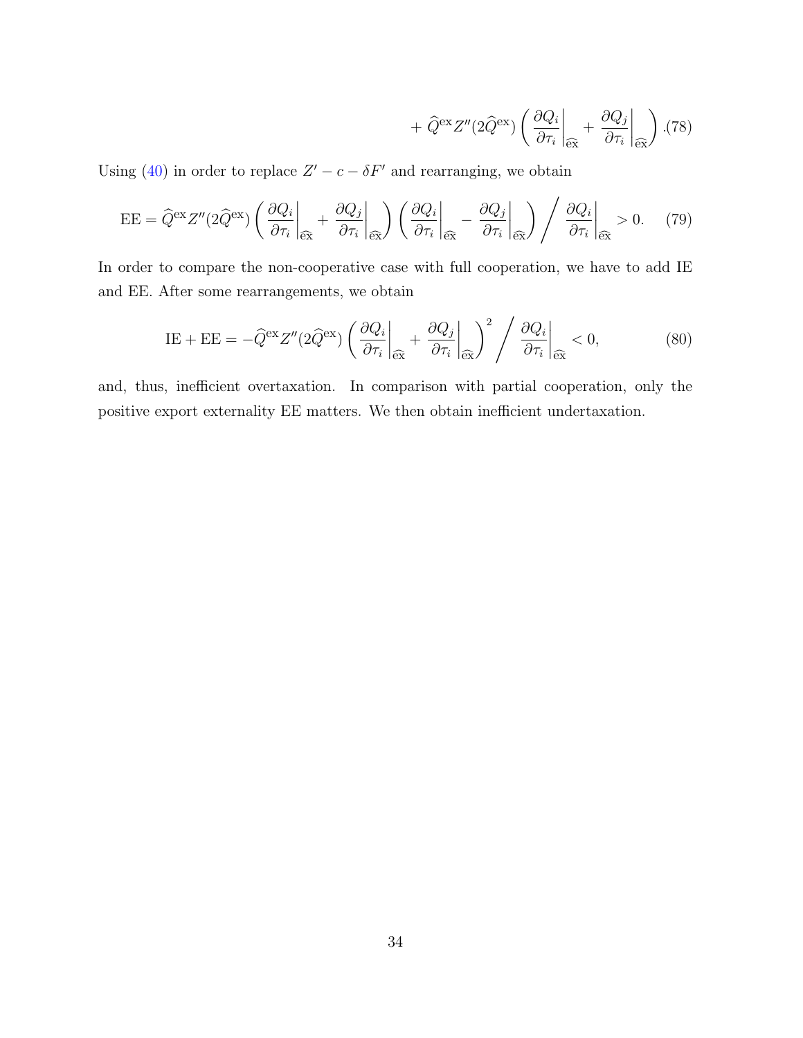$$+ \widehat{Q}^{\text{ex}} Z''(2\widehat{Q}^{\text{ex}}) \left( \left.\frac{\partial Q_i}{\partial \tau_i}\right|_{\widehat{\text{ex}}} + \left.\frac{\partial Q_j}{\partial \tau_i}\right|_{\widehat{\text{ex}}} \right). \tag{78}$$

Using (40) in order to replace $Z' - c - \delta F'$ and rearranging, we obtain

$$\text{EE} = \widehat{Q}^{\text{ex}} Z''(2\widehat{Q}^{\text{ex}}) \left( \left.\frac{\partial Q_i}{\partial \tau_i}\right|_{\widehat{\text{ex}}} + \left.\frac{\partial Q_j}{\partial \tau_i}\right|_{\widehat{\text{ex}}} \right) \left( \left.\frac{\partial Q_i}{\partial \tau_i}\right|_{\widehat{\text{ex}}} - \left.\frac{\partial Q_j}{\partial \tau_i}\right|_{\widehat{\text{ex}}} \right) \Bigg/ \left.\frac{\partial Q_i}{\partial \tau_i}\right|_{\widehat{\text{ex}}} > 0. \tag{79}$$

In order to compare the non-cooperative case with full cooperation, we have to add IE and EE. After some rearrangements, we obtain

$$\text{IE} + \text{EE} = -\widehat{Q}^{\text{ex}} Z''(2\widehat{Q}^{\text{ex}}) \left( \left.\frac{\partial Q_i}{\partial \tau_i}\right|_{\widehat{\text{ex}}} + \left.\frac{\partial Q_j}{\partial \tau_i}\right|_{\widehat{\text{ex}}} \right)^2 \Bigg/ \left.\frac{\partial Q_i}{\partial \tau_i}\right|_{\widehat{\text{ex}}} < 0, \tag{80}$$

and, thus, inefficient overtaxation. In comparison with partial cooperation, only the positive export externality EE matters. We then obtain inefficient undertaxation.